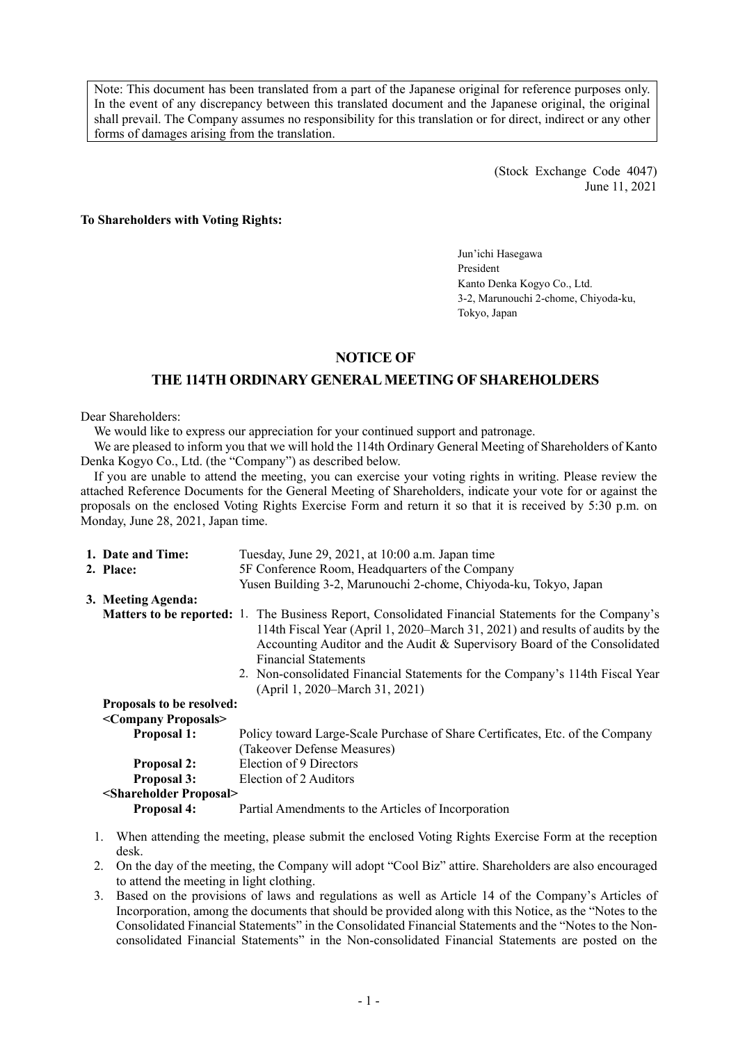Note: This document has been translated from a part of the Japanese original for reference purposes only. In the event of any discrepancy between this translated document and the Japanese original, the original shall prevail. The Company assumes no responsibility for this translation or for direct, indirect or any other forms of damages arising from the translation.

(Stock Exchange Code 4047)
June 11, 2021

**To Shareholders with Voting Rights:**

Jun'ichi Hasegawa
President
Kanto Denka Kogyo Co., Ltd.
3-2, Marunouchi 2-chome, Chiyoda-ku, Tokyo, Japan

# NOTICE OF THE 114TH ORDINARY GENERAL MEETING OF SHAREHOLDERS

Dear Shareholders:

We would like to express our appreciation for your continued support and patronage.

We are pleased to inform you that we will hold the 114th Ordinary General Meeting of Shareholders of Kanto Denka Kogyo Co., Ltd. (the "Company") as described below.

If you are unable to attend the meeting, you can exercise your voting rights in writing. Please review the attached Reference Documents for the General Meeting of Shareholders, indicate your vote for or against the proposals on the enclosed Voting Rights Exercise Form and return it so that it is received by 5:30 p.m. on Monday, June 28, 2021, Japan time.

**1. Date and Time:** Tuesday, June 29, 2021, at 10:00 a.m. Japan time

**2. Place:** 5F Conference Room, Headquarters of the Company
Yusen Building 3-2, Marunouchi 2-chome, Chiyoda-ku, Tokyo, Japan

**3. Meeting Agenda:**

**Matters to be reported:**

1. The Business Report, Consolidated Financial Statements for the Company's 114th Fiscal Year (April 1, 2020–March 31, 2021) and results of audits by the Accounting Auditor and the Audit & Supervisory Board of the Consolidated Financial Statements
2. Non-consolidated Financial Statements for the Company's 114th Fiscal Year (April 1, 2020–March 31, 2021)

**Proposals to be resolved:**

**<Company Proposals>**

**Proposal 1:** Policy toward Large-Scale Purchase of Share Certificates, Etc. of the Company (Takeover Defense Measures)

**Proposal 2:** Election of 9 Directors

**Proposal 3:** Election of 2 Auditors

**<Shareholder Proposal>**

**Proposal 4:** Partial Amendments to the Articles of Incorporation

1. When attending the meeting, please submit the enclosed Voting Rights Exercise Form at the reception desk.
2. On the day of the meeting, the Company will adopt "Cool Biz" attire. Shareholders are also encouraged to attend the meeting in light clothing.
3. Based on the provisions of laws and regulations as well as Article 14 of the Company's Articles of Incorporation, among the documents that should be provided along with this Notice, as the "Notes to the Consolidated Financial Statements" in the Consolidated Financial Statements and the "Notes to the Non-consolidated Financial Statements" in the Non-consolidated Financial Statements are posted on the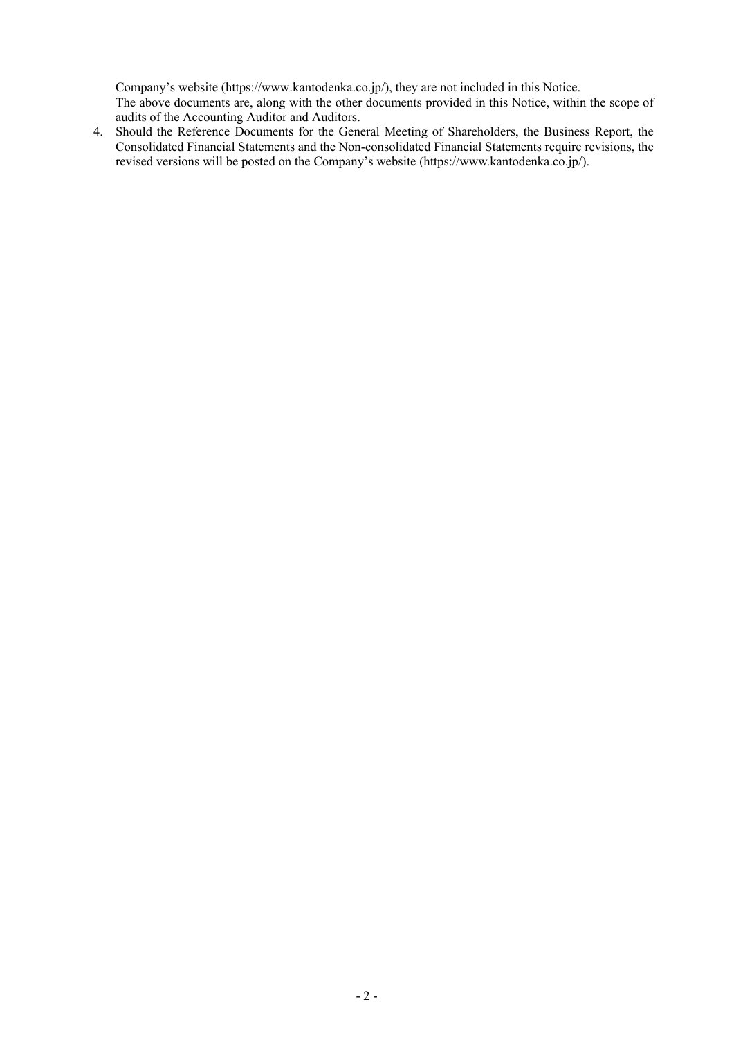Company's website (https://www.kantodenka.co.jp/), they are not included in this Notice.
The above documents are, along with the other documents provided in this Notice, within the scope of audits of the Accounting Auditor and Auditors.

4. Should the Reference Documents for the General Meeting of Shareholders, the Business Report, the Consolidated Financial Statements and the Non-consolidated Financial Statements require revisions, the revised versions will be posted on the Company's website (https://www.kantodenka.co.jp/).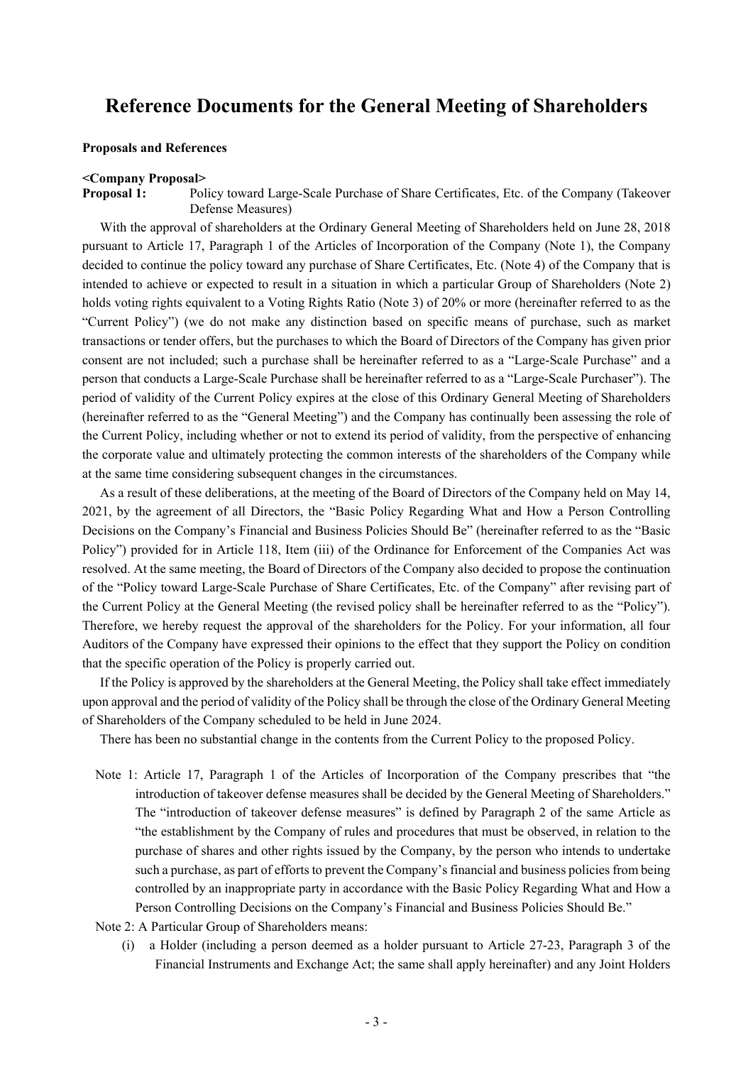# Reference Documents for the General Meeting of Shareholders

**Proposals and References**

**<Company Proposal>**

**Proposal 1:** Policy toward Large-Scale Purchase of Share Certificates, Etc. of the Company (Takeover Defense Measures)

With the approval of shareholders at the Ordinary General Meeting of Shareholders held on June 28, 2018 pursuant to Article 17, Paragraph 1 of the Articles of Incorporation of the Company (Note 1), the Company decided to continue the policy toward any purchase of Share Certificates, Etc. (Note 4) of the Company that is intended to achieve or expected to result in a situation in which a particular Group of Shareholders (Note 2) holds voting rights equivalent to a Voting Rights Ratio (Note 3) of 20% or more (hereinafter referred to as the "Current Policy") (we do not make any distinction based on specific means of purchase, such as market transactions or tender offers, but the purchases to which the Board of Directors of the Company has given prior consent are not included; such a purchase shall be hereinafter referred to as a "Large-Scale Purchase" and a person that conducts a Large-Scale Purchase shall be hereinafter referred to as a "Large-Scale Purchaser"). The period of validity of the Current Policy expires at the close of this Ordinary General Meeting of Shareholders (hereinafter referred to as the "General Meeting") and the Company has continually been assessing the role of the Current Policy, including whether or not to extend its period of validity, from the perspective of enhancing the corporate value and ultimately protecting the common interests of the shareholders of the Company while at the same time considering subsequent changes in the circumstances.

As a result of these deliberations, at the meeting of the Board of Directors of the Company held on May 14, 2021, by the agreement of all Directors, the "Basic Policy Regarding What and How a Person Controlling Decisions on the Company's Financial and Business Policies Should Be" (hereinafter referred to as the "Basic Policy") provided for in Article 118, Item (iii) of the Ordinance for Enforcement of the Companies Act was resolved. At the same meeting, the Board of Directors of the Company also decided to propose the continuation of the "Policy toward Large-Scale Purchase of Share Certificates, Etc. of the Company" after revising part of the Current Policy at the General Meeting (the revised policy shall be hereinafter referred to as the "Policy"). Therefore, we hereby request the approval of the shareholders for the Policy. For your information, all four Auditors of the Company have expressed their opinions to the effect that they support the Policy on condition that the specific operation of the Policy is properly carried out.

If the Policy is approved by the shareholders at the General Meeting, the Policy shall take effect immediately upon approval and the period of validity of the Policy shall be through the close of the Ordinary General Meeting of Shareholders of the Company scheduled to be held in June 2024.

There has been no substantial change in the contents from the Current Policy to the proposed Policy.

Note 1: Article 17, Paragraph 1 of the Articles of Incorporation of the Company prescribes that "the introduction of takeover defense measures shall be decided by the General Meeting of Shareholders." The "introduction of takeover defense measures" is defined by Paragraph 2 of the same Article as "the establishment by the Company of rules and procedures that must be observed, in relation to the purchase of shares and other rights issued by the Company, by the person who intends to undertake such a purchase, as part of efforts to prevent the Company's financial and business policies from being controlled by an inappropriate party in accordance with the Basic Policy Regarding What and How a Person Controlling Decisions on the Company's Financial and Business Policies Should Be."

Note 2: A Particular Group of Shareholders means:

(i) a Holder (including a person deemed as a holder pursuant to Article 27-23, Paragraph 3 of the Financial Instruments and Exchange Act; the same shall apply hereinafter) and any Joint Holders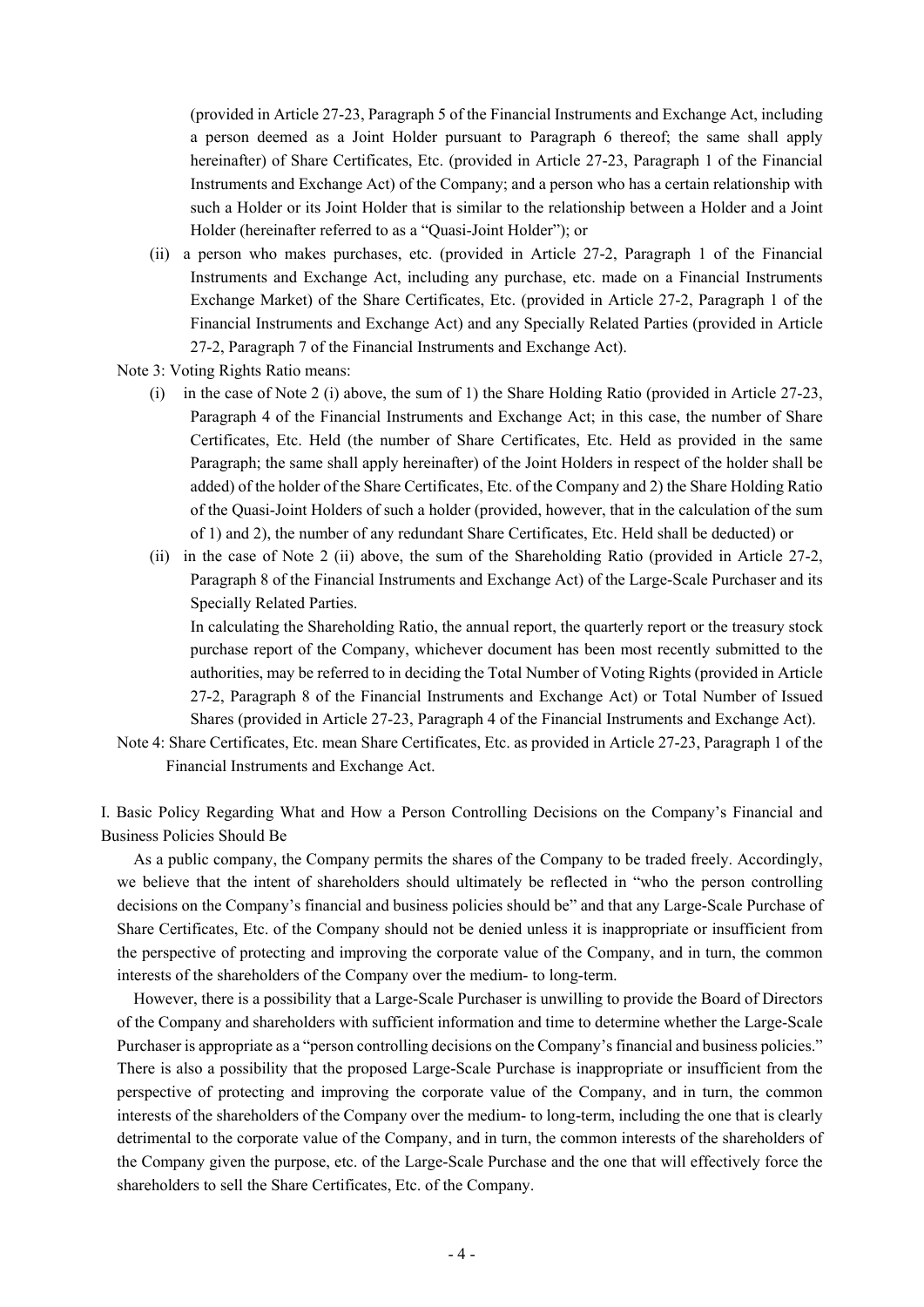(provided in Article 27-23, Paragraph 5 of the Financial Instruments and Exchange Act, including a person deemed as a Joint Holder pursuant to Paragraph 6 thereof; the same shall apply hereinafter) of Share Certificates, Etc. (provided in Article 27-23, Paragraph 1 of the Financial Instruments and Exchange Act) of the Company; and a person who has a certain relationship with such a Holder or its Joint Holder that is similar to the relationship between a Holder and a Joint Holder (hereinafter referred to as a "Quasi-Joint Holder"); or

(ii) a person who makes purchases, etc. (provided in Article 27-2, Paragraph 1 of the Financial Instruments and Exchange Act, including any purchase, etc. made on a Financial Instruments Exchange Market) of the Share Certificates, Etc. (provided in Article 27-2, Paragraph 1 of the Financial Instruments and Exchange Act) and any Specially Related Parties (provided in Article 27-2, Paragraph 7 of the Financial Instruments and Exchange Act).

Note 3: Voting Rights Ratio means:

(i) in the case of Note 2 (i) above, the sum of 1) the Share Holding Ratio (provided in Article 27-23, Paragraph 4 of the Financial Instruments and Exchange Act; in this case, the number of Share Certificates, Etc. Held (the number of Share Certificates, Etc. Held as provided in the same Paragraph; the same shall apply hereinafter) of the Joint Holders in respect of the holder shall be added) of the holder of the Share Certificates, Etc. of the Company and 2) the Share Holding Ratio of the Quasi-Joint Holders of such a holder (provided, however, that in the calculation of the sum of 1) and 2), the number of any redundant Share Certificates, Etc. Held shall be deducted) or

(ii) in the case of Note 2 (ii) above, the sum of the Shareholding Ratio (provided in Article 27-2, Paragraph 8 of the Financial Instruments and Exchange Act) of the Large-Scale Purchaser and its Specially Related Parties.

In calculating the Shareholding Ratio, the annual report, the quarterly report or the treasury stock purchase report of the Company, whichever document has been most recently submitted to the authorities, may be referred to in deciding the Total Number of Voting Rights (provided in Article 27-2, Paragraph 8 of the Financial Instruments and Exchange Act) or Total Number of Issued Shares (provided in Article 27-23, Paragraph 4 of the Financial Instruments and Exchange Act).

Note 4: Share Certificates, Etc. mean Share Certificates, Etc. as provided in Article 27-23, Paragraph 1 of the Financial Instruments and Exchange Act.

## I. Basic Policy Regarding What and How a Person Controlling Decisions on the Company's Financial and Business Policies Should Be

As a public company, the Company permits the shares of the Company to be traded freely. Accordingly, we believe that the intent of shareholders should ultimately be reflected in "who the person controlling decisions on the Company's financial and business policies should be" and that any Large-Scale Purchase of Share Certificates, Etc. of the Company should not be denied unless it is inappropriate or insufficient from the perspective of protecting and improving the corporate value of the Company, and in turn, the common interests of the shareholders of the Company over the medium- to long-term.

However, there is a possibility that a Large-Scale Purchaser is unwilling to provide the Board of Directors of the Company and shareholders with sufficient information and time to determine whether the Large-Scale Purchaser is appropriate as a "person controlling decisions on the Company's financial and business policies." There is also a possibility that the proposed Large-Scale Purchase is inappropriate or insufficient from the perspective of protecting and improving the corporate value of the Company, and in turn, the common interests of the shareholders of the Company over the medium- to long-term, including the one that is clearly detrimental to the corporate value of the Company, and in turn, the common interests of the shareholders of the Company given the purpose, etc. of the Large-Scale Purchase and the one that will effectively force the shareholders to sell the Share Certificates, Etc. of the Company.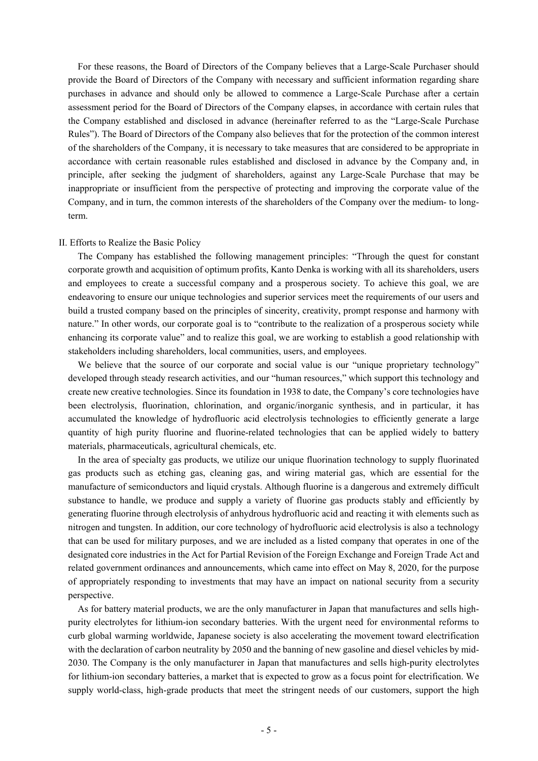For these reasons, the Board of Directors of the Company believes that a Large-Scale Purchaser should provide the Board of Directors of the Company with necessary and sufficient information regarding share purchases in advance and should only be allowed to commence a Large-Scale Purchase after a certain assessment period for the Board of Directors of the Company elapses, in accordance with certain rules that the Company established and disclosed in advance (hereinafter referred to as the "Large-Scale Purchase Rules"). The Board of Directors of the Company also believes that for the protection of the common interest of the shareholders of the Company, it is necessary to take measures that are considered to be appropriate in accordance with certain reasonable rules established and disclosed in advance by the Company and, in principle, after seeking the judgment of shareholders, against any Large-Scale Purchase that may be inappropriate or insufficient from the perspective of protecting and improving the corporate value of the Company, and in turn, the common interests of the shareholders of the Company over the medium- to long-term.

## II. Efforts to Realize the Basic Policy

The Company has established the following management principles: "Through the quest for constant corporate growth and acquisition of optimum profits, Kanto Denka is working with all its shareholders, users and employees to create a successful company and a prosperous society. To achieve this goal, we are endeavoring to ensure our unique technologies and superior services meet the requirements of our users and build a trusted company based on the principles of sincerity, creativity, prompt response and harmony with nature." In other words, our corporate goal is to "contribute to the realization of a prosperous society while enhancing its corporate value" and to realize this goal, we are working to establish a good relationship with stakeholders including shareholders, local communities, users, and employees.

We believe that the source of our corporate and social value is our "unique proprietary technology" developed through steady research activities, and our "human resources," which support this technology and create new creative technologies. Since its foundation in 1938 to date, the Company's core technologies have been electrolysis, fluorination, chlorination, and organic/inorganic synthesis, and in particular, it has accumulated the knowledge of hydrofluoric acid electrolysis technologies to efficiently generate a large quantity of high purity fluorine and fluorine-related technologies that can be applied widely to battery materials, pharmaceuticals, agricultural chemicals, etc.

In the area of specialty gas products, we utilize our unique fluorination technology to supply fluorinated gas products such as etching gas, cleaning gas, and wiring material gas, which are essential for the manufacture of semiconductors and liquid crystals. Although fluorine is a dangerous and extremely difficult substance to handle, we produce and supply a variety of fluorine gas products stably and efficiently by generating fluorine through electrolysis of anhydrous hydrofluoric acid and reacting it with elements such as nitrogen and tungsten. In addition, our core technology of hydrofluoric acid electrolysis is also a technology that can be used for military purposes, and we are included as a listed company that operates in one of the designated core industries in the Act for Partial Revision of the Foreign Exchange and Foreign Trade Act and related government ordinances and announcements, which came into effect on May 8, 2020, for the purpose of appropriately responding to investments that may have an impact on national security from a security perspective.

As for battery material products, we are the only manufacturer in Japan that manufactures and sells high-purity electrolytes for lithium-ion secondary batteries. With the urgent need for environmental reforms to curb global warming worldwide, Japanese society is also accelerating the movement toward electrification with the declaration of carbon neutrality by 2050 and the banning of new gasoline and diesel vehicles by mid-2030. The Company is the only manufacturer in Japan that manufactures and sells high-purity electrolytes for lithium-ion secondary batteries, a market that is expected to grow as a focus point for electrification. We supply world-class, high-grade products that meet the stringent needs of our customers, support the high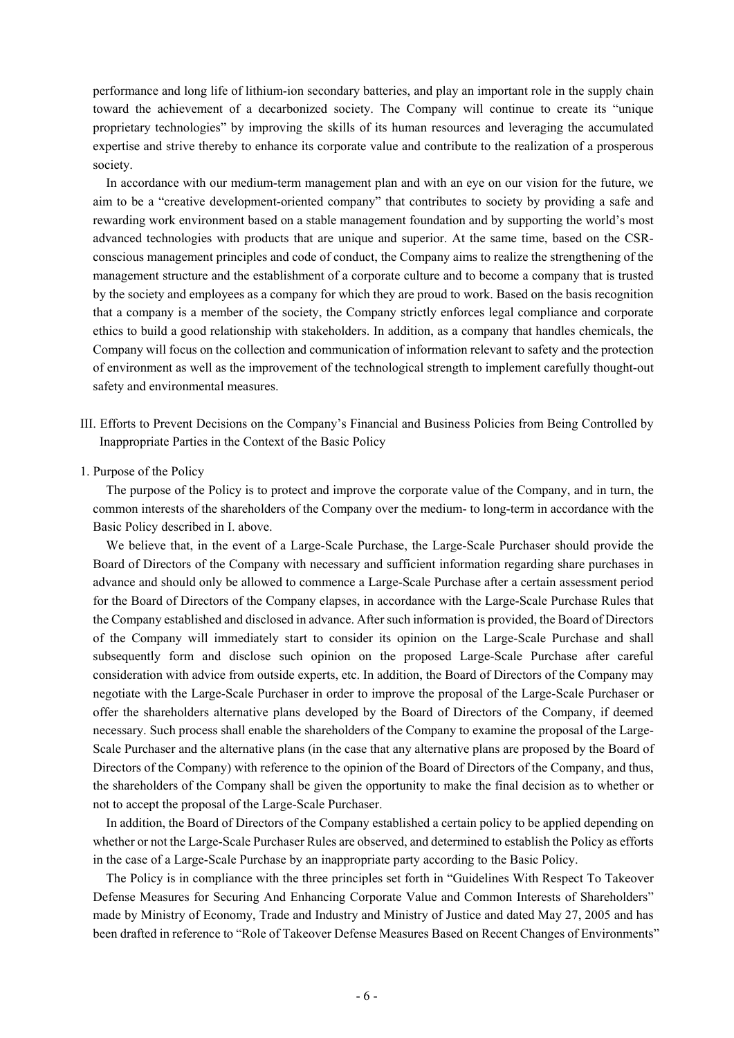performance and long life of lithium-ion secondary batteries, and play an important role in the supply chain toward the achievement of a decarbonized society. The Company will continue to create its "unique proprietary technologies" by improving the skills of its human resources and leveraging the accumulated expertise and strive thereby to enhance its corporate value and contribute to the realization of a prosperous society.

In accordance with our medium-term management plan and with an eye on our vision for the future, we aim to be a "creative development-oriented company" that contributes to society by providing a safe and rewarding work environment based on a stable management foundation and by supporting the world's most advanced technologies with products that are unique and superior. At the same time, based on the CSR-conscious management principles and code of conduct, the Company aims to realize the strengthening of the management structure and the establishment of a corporate culture and to become a company that is trusted by the society and employees as a company for which they are proud to work. Based on the basis recognition that a company is a member of the society, the Company strictly enforces legal compliance and corporate ethics to build a good relationship with stakeholders. In addition, as a company that handles chemicals, the Company will focus on the collection and communication of information relevant to safety and the protection of environment as well as the improvement of the technological strength to implement carefully thought-out safety and environmental measures.

## III. Efforts to Prevent Decisions on the Company's Financial and Business Policies from Being Controlled by Inappropriate Parties in the Context of the Basic Policy

### 1. Purpose of the Policy

The purpose of the Policy is to protect and improve the corporate value of the Company, and in turn, the common interests of the shareholders of the Company over the medium- to long-term in accordance with the Basic Policy described in I. above.

We believe that, in the event of a Large-Scale Purchase, the Large-Scale Purchaser should provide the Board of Directors of the Company with necessary and sufficient information regarding share purchases in advance and should only be allowed to commence a Large-Scale Purchase after a certain assessment period for the Board of Directors of the Company elapses, in accordance with the Large-Scale Purchase Rules that the Company established and disclosed in advance. After such information is provided, the Board of Directors of the Company will immediately start to consider its opinion on the Large-Scale Purchase and shall subsequently form and disclose such opinion on the proposed Large-Scale Purchase after careful consideration with advice from outside experts, etc. In addition, the Board of Directors of the Company may negotiate with the Large-Scale Purchaser in order to improve the proposal of the Large-Scale Purchaser or offer the shareholders alternative plans developed by the Board of Directors of the Company, if deemed necessary. Such process shall enable the shareholders of the Company to examine the proposal of the Large-Scale Purchaser and the alternative plans (in the case that any alternative plans are proposed by the Board of Directors of the Company) with reference to the opinion of the Board of Directors of the Company, and thus, the shareholders of the Company shall be given the opportunity to make the final decision as to whether or not to accept the proposal of the Large-Scale Purchaser.

In addition, the Board of Directors of the Company established a certain policy to be applied depending on whether or not the Large-Scale Purchaser Rules are observed, and determined to establish the Policy as efforts in the case of a Large-Scale Purchase by an inappropriate party according to the Basic Policy.

The Policy is in compliance with the three principles set forth in "Guidelines With Respect To Takeover Defense Measures for Securing And Enhancing Corporate Value and Common Interests of Shareholders" made by Ministry of Economy, Trade and Industry and Ministry of Justice and dated May 27, 2005 and has been drafted in reference to "Role of Takeover Defense Measures Based on Recent Changes of Environments"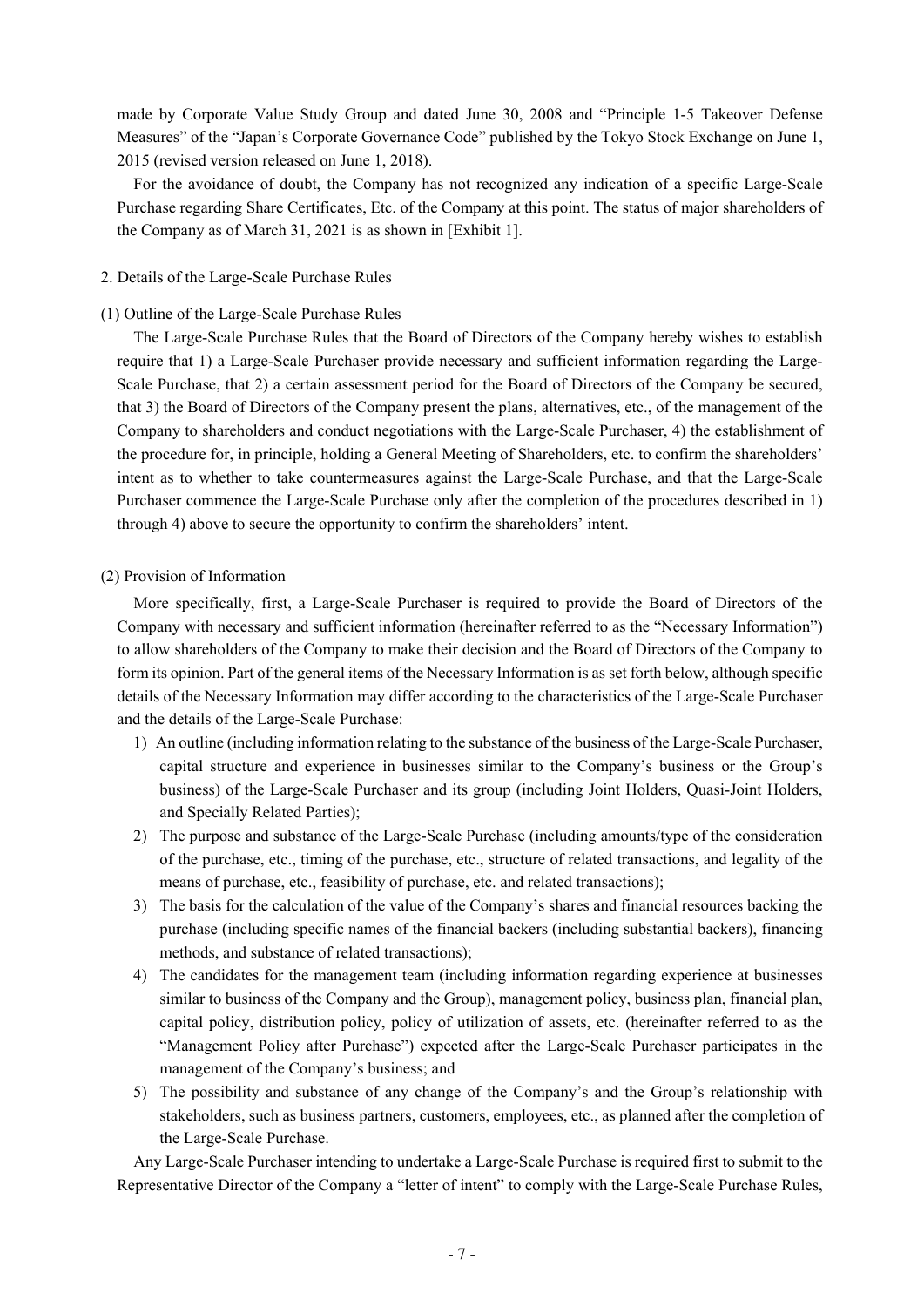made by Corporate Value Study Group and dated June 30, 2008 and "Principle 1-5 Takeover Defense Measures" of the "Japan's Corporate Governance Code" published by the Tokyo Stock Exchange on June 1, 2015 (revised version released on June 1, 2018).

For the avoidance of doubt, the Company has not recognized any indication of a specific Large-Scale Purchase regarding Share Certificates, Etc. of the Company at this point. The status of major shareholders of the Company as of March 31, 2021 is as shown in [Exhibit 1].

## 2. Details of the Large-Scale Purchase Rules

### (1) Outline of the Large-Scale Purchase Rules

The Large-Scale Purchase Rules that the Board of Directors of the Company hereby wishes to establish require that 1) a Large-Scale Purchaser provide necessary and sufficient information regarding the Large-Scale Purchase, that 2) a certain assessment period for the Board of Directors of the Company be secured, that 3) the Board of Directors of the Company present the plans, alternatives, etc., of the management of the Company to shareholders and conduct negotiations with the Large-Scale Purchaser, 4) the establishment of the procedure for, in principle, holding a General Meeting of Shareholders, etc. to confirm the shareholders' intent as to whether to take countermeasures against the Large-Scale Purchase, and that the Large-Scale Purchaser commence the Large-Scale Purchase only after the completion of the procedures described in 1) through 4) above to secure the opportunity to confirm the shareholders' intent.

### (2) Provision of Information

More specifically, first, a Large-Scale Purchaser is required to provide the Board of Directors of the Company with necessary and sufficient information (hereinafter referred to as the "Necessary Information") to allow shareholders of the Company to make their decision and the Board of Directors of the Company to form its opinion. Part of the general items of the Necessary Information is as set forth below, although specific details of the Necessary Information may differ according to the characteristics of the Large-Scale Purchaser and the details of the Large-Scale Purchase:

1) An outline (including information relating to the substance of the business of the Large-Scale Purchaser, capital structure and experience in businesses similar to the Company's business or the Group's business) of the Large-Scale Purchaser and its group (including Joint Holders, Quasi-Joint Holders, and Specially Related Parties);
2) The purpose and substance of the Large-Scale Purchase (including amounts/type of the consideration of the purchase, etc., timing of the purchase, etc., structure of related transactions, and legality of the means of purchase, etc., feasibility of purchase, etc. and related transactions);
3) The basis for the calculation of the value of the Company's shares and financial resources backing the purchase (including specific names of the financial backers (including substantial backers), financing methods, and substance of related transactions);
4) The candidates for the management team (including information regarding experience at businesses similar to business of the Company and the Group), management policy, business plan, financial plan, capital policy, distribution policy, policy of utilization of assets, etc. (hereinafter referred to as the "Management Policy after Purchase") expected after the Large-Scale Purchaser participates in the management of the Company's business; and
5) The possibility and substance of any change of the Company's and the Group's relationship with stakeholders, such as business partners, customers, employees, etc., as planned after the completion of the Large-Scale Purchase.

Any Large-Scale Purchaser intending to undertake a Large-Scale Purchase is required first to submit to the Representative Director of the Company a "letter of intent" to comply with the Large-Scale Purchase Rules,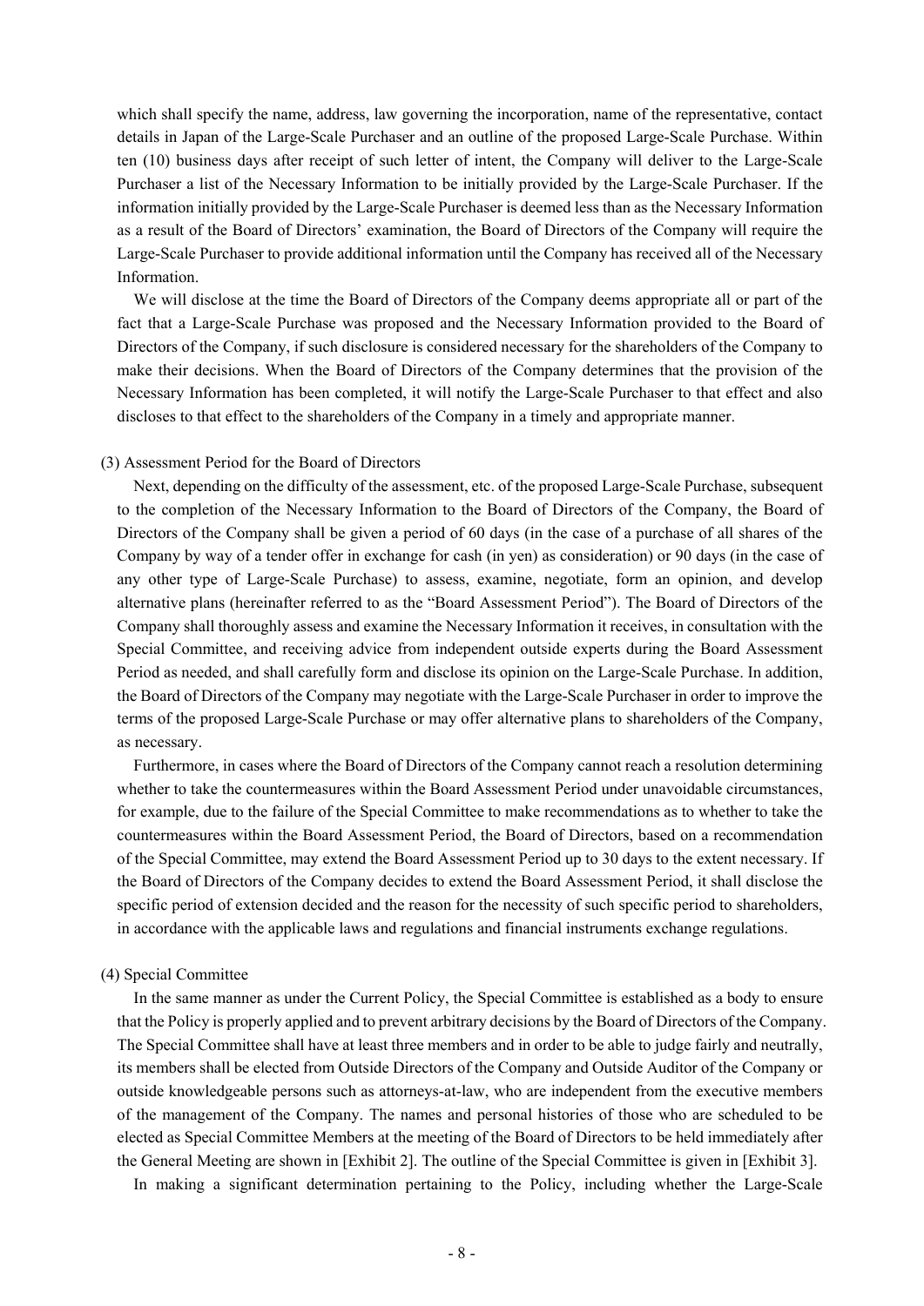which shall specify the name, address, law governing the incorporation, name of the representative, contact details in Japan of the Large-Scale Purchaser and an outline of the proposed Large-Scale Purchase. Within ten (10) business days after receipt of such letter of intent, the Company will deliver to the Large-Scale Purchaser a list of the Necessary Information to be initially provided by the Large-Scale Purchaser. If the information initially provided by the Large-Scale Purchaser is deemed less than as the Necessary Information as a result of the Board of Directors' examination, the Board of Directors of the Company will require the Large-Scale Purchaser to provide additional information until the Company has received all of the Necessary Information.

We will disclose at the time the Board of Directors of the Company deems appropriate all or part of the fact that a Large-Scale Purchase was proposed and the Necessary Information provided to the Board of Directors of the Company, if such disclosure is considered necessary for the shareholders of the Company to make their decisions. When the Board of Directors of the Company determines that the provision of the Necessary Information has been completed, it will notify the Large-Scale Purchaser to that effect and also discloses to that effect to the shareholders of the Company in a timely and appropriate manner.

(3) Assessment Period for the Board of Directors

Next, depending on the difficulty of the assessment, etc. of the proposed Large-Scale Purchase, subsequent to the completion of the Necessary Information to the Board of Directors of the Company, the Board of Directors of the Company shall be given a period of 60 days (in the case of a purchase of all shares of the Company by way of a tender offer in exchange for cash (in yen) as consideration) or 90 days (in the case of any other type of Large-Scale Purchase) to assess, examine, negotiate, form an opinion, and develop alternative plans (hereinafter referred to as the "Board Assessment Period"). The Board of Directors of the Company shall thoroughly assess and examine the Necessary Information it receives, in consultation with the Special Committee, and receiving advice from independent outside experts during the Board Assessment Period as needed, and shall carefully form and disclose its opinion on the Large-Scale Purchase. In addition, the Board of Directors of the Company may negotiate with the Large-Scale Purchaser in order to improve the terms of the proposed Large-Scale Purchase or may offer alternative plans to shareholders of the Company, as necessary.

Furthermore, in cases where the Board of Directors of the Company cannot reach a resolution determining whether to take the countermeasures within the Board Assessment Period under unavoidable circumstances, for example, due to the failure of the Special Committee to make recommendations as to whether to take the countermeasures within the Board Assessment Period, the Board of Directors, based on a recommendation of the Special Committee, may extend the Board Assessment Period up to 30 days to the extent necessary. If the Board of Directors of the Company decides to extend the Board Assessment Period, it shall disclose the specific period of extension decided and the reason for the necessity of such specific period to shareholders, in accordance with the applicable laws and regulations and financial instruments exchange regulations.

(4) Special Committee

In the same manner as under the Current Policy, the Special Committee is established as a body to ensure that the Policy is properly applied and to prevent arbitrary decisions by the Board of Directors of the Company. The Special Committee shall have at least three members and in order to be able to judge fairly and neutrally, its members shall be elected from Outside Directors of the Company and Outside Auditor of the Company or outside knowledgeable persons such as attorneys-at-law, who are independent from the executive members of the management of the Company. The names and personal histories of those who are scheduled to be elected as Special Committee Members at the meeting of the Board of Directors to be held immediately after the General Meeting are shown in [Exhibit 2]. The outline of the Special Committee is given in [Exhibit 3].

In making a significant determination pertaining to the Policy, including whether the Large-Scale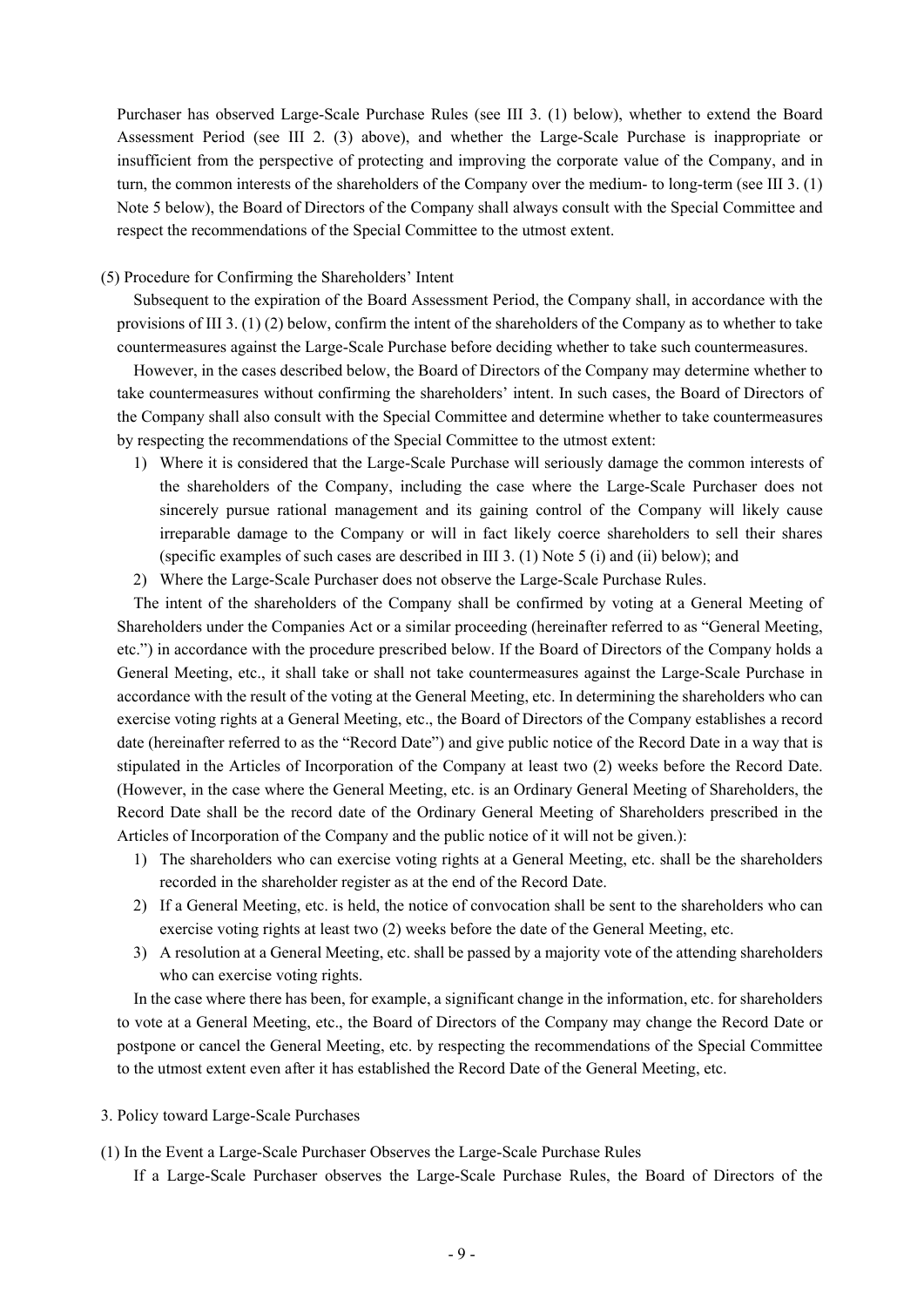Purchaser has observed Large-Scale Purchase Rules (see III 3. (1) below), whether to extend the Board Assessment Period (see III 2. (3) above), and whether the Large-Scale Purchase is inappropriate or insufficient from the perspective of protecting and improving the corporate value of the Company, and in turn, the common interests of the shareholders of the Company over the medium- to long-term (see III 3. (1) Note 5 below), the Board of Directors of the Company shall always consult with the Special Committee and respect the recommendations of the Special Committee to the utmost extent.

(5) Procedure for Confirming the Shareholders' Intent

Subsequent to the expiration of the Board Assessment Period, the Company shall, in accordance with the provisions of III 3. (1) (2) below, confirm the intent of the shareholders of the Company as to whether to take countermeasures against the Large-Scale Purchase before deciding whether to take such countermeasures.

However, in the cases described below, the Board of Directors of the Company may determine whether to take countermeasures without confirming the shareholders' intent. In such cases, the Board of Directors of the Company shall also consult with the Special Committee and determine whether to take countermeasures by respecting the recommendations of the Special Committee to the utmost extent:

1) Where it is considered that the Large-Scale Purchase will seriously damage the common interests of the shareholders of the Company, including the case where the Large-Scale Purchaser does not sincerely pursue rational management and its gaining control of the Company will likely cause irreparable damage to the Company or will in fact likely coerce shareholders to sell their shares (specific examples of such cases are described in III 3. (1) Note 5 (i) and (ii) below); and
2) Where the Large-Scale Purchaser does not observe the Large-Scale Purchase Rules.

The intent of the shareholders of the Company shall be confirmed by voting at a General Meeting of Shareholders under the Companies Act or a similar proceeding (hereinafter referred to as "General Meeting, etc.") in accordance with the procedure prescribed below. If the Board of Directors of the Company holds a General Meeting, etc., it shall take or shall not take countermeasures against the Large-Scale Purchase in accordance with the result of the voting at the General Meeting, etc. In determining the shareholders who can exercise voting rights at a General Meeting, etc., the Board of Directors of the Company establishes a record date (hereinafter referred to as the "Record Date") and give public notice of the Record Date in a way that is stipulated in the Articles of Incorporation of the Company at least two (2) weeks before the Record Date. (However, in the case where the General Meeting, etc. is an Ordinary General Meeting of Shareholders, the Record Date shall be the record date of the Ordinary General Meeting of Shareholders prescribed in the Articles of Incorporation of the Company and the public notice of it will not be given.):

1) The shareholders who can exercise voting rights at a General Meeting, etc. shall be the shareholders recorded in the shareholder register as at the end of the Record Date.
2) If a General Meeting, etc. is held, the notice of convocation shall be sent to the shareholders who can exercise voting rights at least two (2) weeks before the date of the General Meeting, etc.
3) A resolution at a General Meeting, etc. shall be passed by a majority vote of the attending shareholders who can exercise voting rights.

In the case where there has been, for example, a significant change in the information, etc. for shareholders to vote at a General Meeting, etc., the Board of Directors of the Company may change the Record Date or postpone or cancel the General Meeting, etc. by respecting the recommendations of the Special Committee to the utmost extent even after it has established the Record Date of the General Meeting, etc.

3. Policy toward Large-Scale Purchases

(1) In the Event a Large-Scale Purchaser Observes the Large-Scale Purchase Rules

If a Large-Scale Purchaser observes the Large-Scale Purchase Rules, the Board of Directors of the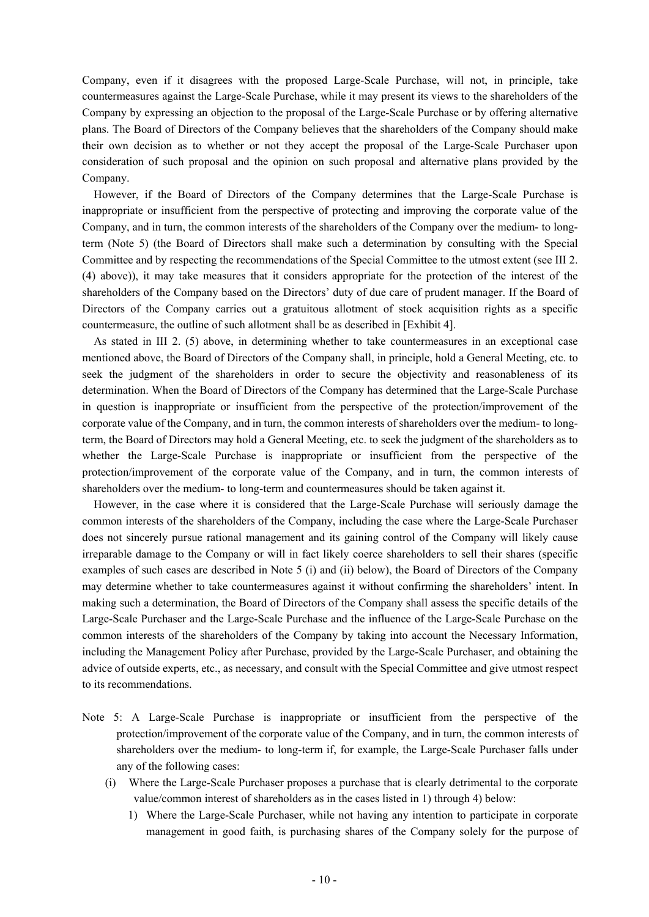Company, even if it disagrees with the proposed Large-Scale Purchase, will not, in principle, take countermeasures against the Large-Scale Purchase, while it may present its views to the shareholders of the Company by expressing an objection to the proposal of the Large-Scale Purchase or by offering alternative plans. The Board of Directors of the Company believes that the shareholders of the Company should make their own decision as to whether or not they accept the proposal of the Large-Scale Purchaser upon consideration of such proposal and the opinion on such proposal and alternative plans provided by the Company.

However, if the Board of Directors of the Company determines that the Large-Scale Purchase is inappropriate or insufficient from the perspective of protecting and improving the corporate value of the Company, and in turn, the common interests of the shareholders of the Company over the medium- to long-term (Note 5) (the Board of Directors shall make such a determination by consulting with the Special Committee and by respecting the recommendations of the Special Committee to the utmost extent (see III 2. (4) above)), it may take measures that it considers appropriate for the protection of the interest of the shareholders of the Company based on the Directors' duty of due care of prudent manager. If the Board of Directors of the Company carries out a gratuitous allotment of stock acquisition rights as a specific countermeasure, the outline of such allotment shall be as described in [Exhibit 4].

As stated in III 2. (5) above, in determining whether to take countermeasures in an exceptional case mentioned above, the Board of Directors of the Company shall, in principle, hold a General Meeting, etc. to seek the judgment of the shareholders in order to secure the objectivity and reasonableness of its determination. When the Board of Directors of the Company has determined that the Large-Scale Purchase in question is inappropriate or insufficient from the perspective of the protection/improvement of the corporate value of the Company, and in turn, the common interests of shareholders over the medium- to long-term, the Board of Directors may hold a General Meeting, etc. to seek the judgment of the shareholders as to whether the Large-Scale Purchase is inappropriate or insufficient from the perspective of the protection/improvement of the corporate value of the Company, and in turn, the common interests of shareholders over the medium- to long-term and countermeasures should be taken against it.

However, in the case where it is considered that the Large-Scale Purchase will seriously damage the common interests of the shareholders of the Company, including the case where the Large-Scale Purchaser does not sincerely pursue rational management and its gaining control of the Company will likely cause irreparable damage to the Company or will in fact likely coerce shareholders to sell their shares (specific examples of such cases are described in Note 5 (i) and (ii) below), the Board of Directors of the Company may determine whether to take countermeasures against it without confirming the shareholders' intent. In making such a determination, the Board of Directors of the Company shall assess the specific details of the Large-Scale Purchaser and the Large-Scale Purchase and the influence of the Large-Scale Purchase on the common interests of the shareholders of the Company by taking into account the Necessary Information, including the Management Policy after Purchase, provided by the Large-Scale Purchaser, and obtaining the advice of outside experts, etc., as necessary, and consult with the Special Committee and give utmost respect to its recommendations.

Note 5: A Large-Scale Purchase is inappropriate or insufficient from the perspective of the protection/improvement of the corporate value of the Company, and in turn, the common interests of shareholders over the medium- to long-term if, for example, the Large-Scale Purchaser falls under any of the following cases:

(i) Where the Large-Scale Purchaser proposes a purchase that is clearly detrimental to the corporate value/common interest of shareholders as in the cases listed in 1) through 4) below:

1) Where the Large-Scale Purchaser, while not having any intention to participate in corporate management in good faith, is purchasing shares of the Company solely for the purpose of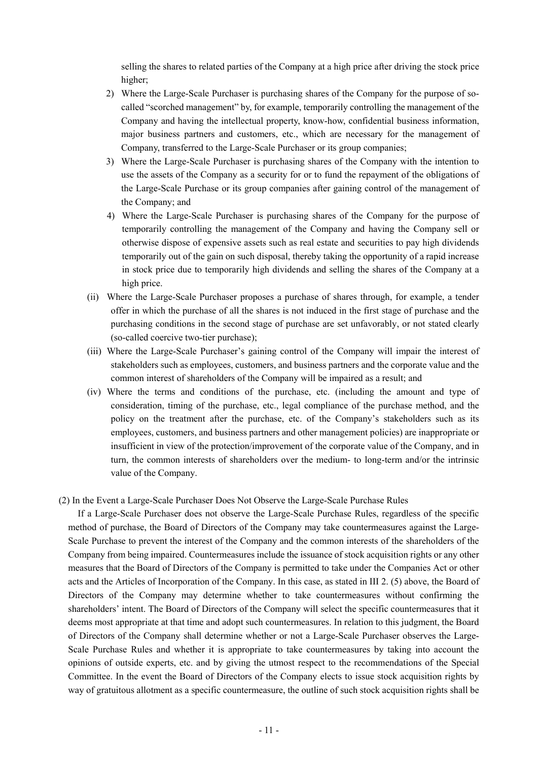selling the shares to related parties of the Company at a high price after driving the stock price higher;

2) Where the Large-Scale Purchaser is purchasing shares of the Company for the purpose of so-called "scorched management" by, for example, temporarily controlling the management of the Company and having the intellectual property, know-how, confidential business information, major business partners and customers, etc., which are necessary for the management of Company, transferred to the Large-Scale Purchaser or its group companies;

3) Where the Large-Scale Purchaser is purchasing shares of the Company with the intention to use the assets of the Company as a security for or to fund the repayment of the obligations of the Large-Scale Purchase or its group companies after gaining control of the management of the Company; and

4) Where the Large-Scale Purchaser is purchasing shares of the Company for the purpose of temporarily controlling the management of the Company and having the Company sell or otherwise dispose of expensive assets such as real estate and securities to pay high dividends temporarily out of the gain on such disposal, thereby taking the opportunity of a rapid increase in stock price due to temporarily high dividends and selling the shares of the Company at a high price.

(ii) Where the Large-Scale Purchaser proposes a purchase of shares through, for example, a tender offer in which the purchase of all the shares is not induced in the first stage of purchase and the purchasing conditions in the second stage of purchase are set unfavorably, or not stated clearly (so-called coercive two-tier purchase);

(iii) Where the Large-Scale Purchaser's gaining control of the Company will impair the interest of stakeholders such as employees, customers, and business partners and the corporate value and the common interest of shareholders of the Company will be impaired as a result; and

(iv) Where the terms and conditions of the purchase, etc. (including the amount and type of consideration, timing of the purchase, etc., legal compliance of the purchase method, and the policy on the treatment after the purchase, etc. of the Company's stakeholders such as its employees, customers, and business partners and other management policies) are inappropriate or insufficient in view of the protection/improvement of the corporate value of the Company, and in turn, the common interests of shareholders over the medium- to long-term and/or the intrinsic value of the Company.

(2) In the Event a Large-Scale Purchaser Does Not Observe the Large-Scale Purchase Rules

If a Large-Scale Purchaser does not observe the Large-Scale Purchase Rules, regardless of the specific method of purchase, the Board of Directors of the Company may take countermeasures against the Large-Scale Purchase to prevent the interest of the Company and the common interests of the shareholders of the Company from being impaired. Countermeasures include the issuance of stock acquisition rights or any other measures that the Board of Directors of the Company is permitted to take under the Companies Act or other acts and the Articles of Incorporation of the Company. In this case, as stated in III 2. (5) above, the Board of Directors of the Company may determine whether to take countermeasures without confirming the shareholders' intent. The Board of Directors of the Company will select the specific countermeasures that it deems most appropriate at that time and adopt such countermeasures. In relation to this judgment, the Board of Directors of the Company shall determine whether or not a Large-Scale Purchaser observes the Large-Scale Purchase Rules and whether it is appropriate to take countermeasures by taking into account the opinions of outside experts, etc. and by giving the utmost respect to the recommendations of the Special Committee. In the event the Board of Directors of the Company elects to issue stock acquisition rights by way of gratuitous allotment as a specific countermeasure, the outline of such stock acquisition rights shall be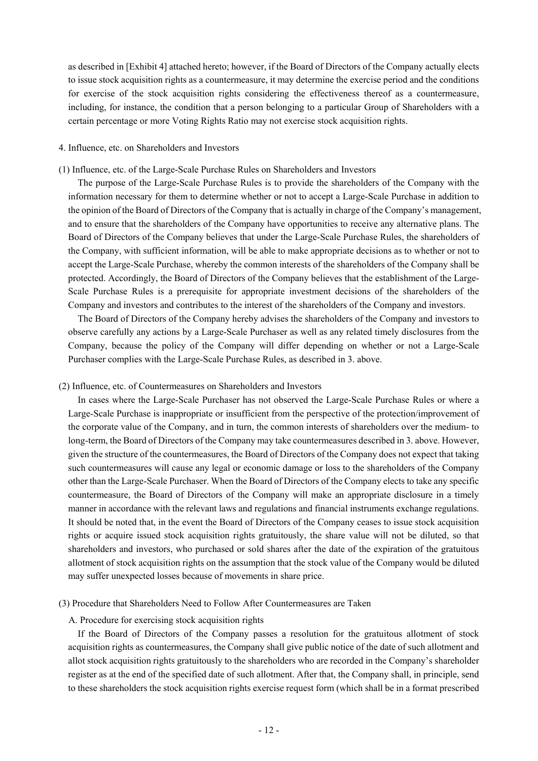as described in [Exhibit 4] attached hereto; however, if the Board of Directors of the Company actually elects to issue stock acquisition rights as a countermeasure, it may determine the exercise period and the conditions for exercise of the stock acquisition rights considering the effectiveness thereof as a countermeasure, including, for instance, the condition that a person belonging to a particular Group of Shareholders with a certain percentage or more Voting Rights Ratio may not exercise stock acquisition rights.

## 4. Influence, etc. on Shareholders and Investors

### (1) Influence, etc. of the Large-Scale Purchase Rules on Shareholders and Investors

The purpose of the Large-Scale Purchase Rules is to provide the shareholders of the Company with the information necessary for them to determine whether or not to accept a Large-Scale Purchase in addition to the opinion of the Board of Directors of the Company that is actually in charge of the Company's management, and to ensure that the shareholders of the Company have opportunities to receive any alternative plans. The Board of Directors of the Company believes that under the Large-Scale Purchase Rules, the shareholders of the Company, with sufficient information, will be able to make appropriate decisions as to whether or not to accept the Large-Scale Purchase, whereby the common interests of the shareholders of the Company shall be protected. Accordingly, the Board of Directors of the Company believes that the establishment of the Large-Scale Purchase Rules is a prerequisite for appropriate investment decisions of the shareholders of the Company and investors and contributes to the interest of the shareholders of the Company and investors.

The Board of Directors of the Company hereby advises the shareholders of the Company and investors to observe carefully any actions by a Large-Scale Purchaser as well as any related timely disclosures from the Company, because the policy of the Company will differ depending on whether or not a Large-Scale Purchaser complies with the Large-Scale Purchase Rules, as described in 3. above.

### (2) Influence, etc. of Countermeasures on Shareholders and Investors

In cases where the Large-Scale Purchaser has not observed the Large-Scale Purchase Rules or where a Large-Scale Purchase is inappropriate or insufficient from the perspective of the protection/improvement of the corporate value of the Company, and in turn, the common interests of shareholders over the medium- to long-term, the Board of Directors of the Company may take countermeasures described in 3. above. However, given the structure of the countermeasures, the Board of Directors of the Company does not expect that taking such countermeasures will cause any legal or economic damage or loss to the shareholders of the Company other than the Large-Scale Purchaser. When the Board of Directors of the Company elects to take any specific countermeasure, the Board of Directors of the Company will make an appropriate disclosure in a timely manner in accordance with the relevant laws and regulations and financial instruments exchange regulations. It should be noted that, in the event the Board of Directors of the Company ceases to issue stock acquisition rights or acquire issued stock acquisition rights gratuitously, the share value will not be diluted, so that shareholders and investors, who purchased or sold shares after the date of the expiration of the gratuitous allotment of stock acquisition rights on the assumption that the stock value of the Company would be diluted may suffer unexpected losses because of movements in share price.

### (3) Procedure that Shareholders Need to Follow After Countermeasures are Taken

A. Procedure for exercising stock acquisition rights

If the Board of Directors of the Company passes a resolution for the gratuitous allotment of stock acquisition rights as countermeasures, the Company shall give public notice of the date of such allotment and allot stock acquisition rights gratuitously to the shareholders who are recorded in the Company's shareholder register as at the end of the specified date of such allotment. After that, the Company shall, in principle, send to these shareholders the stock acquisition rights exercise request form (which shall be in a format prescribed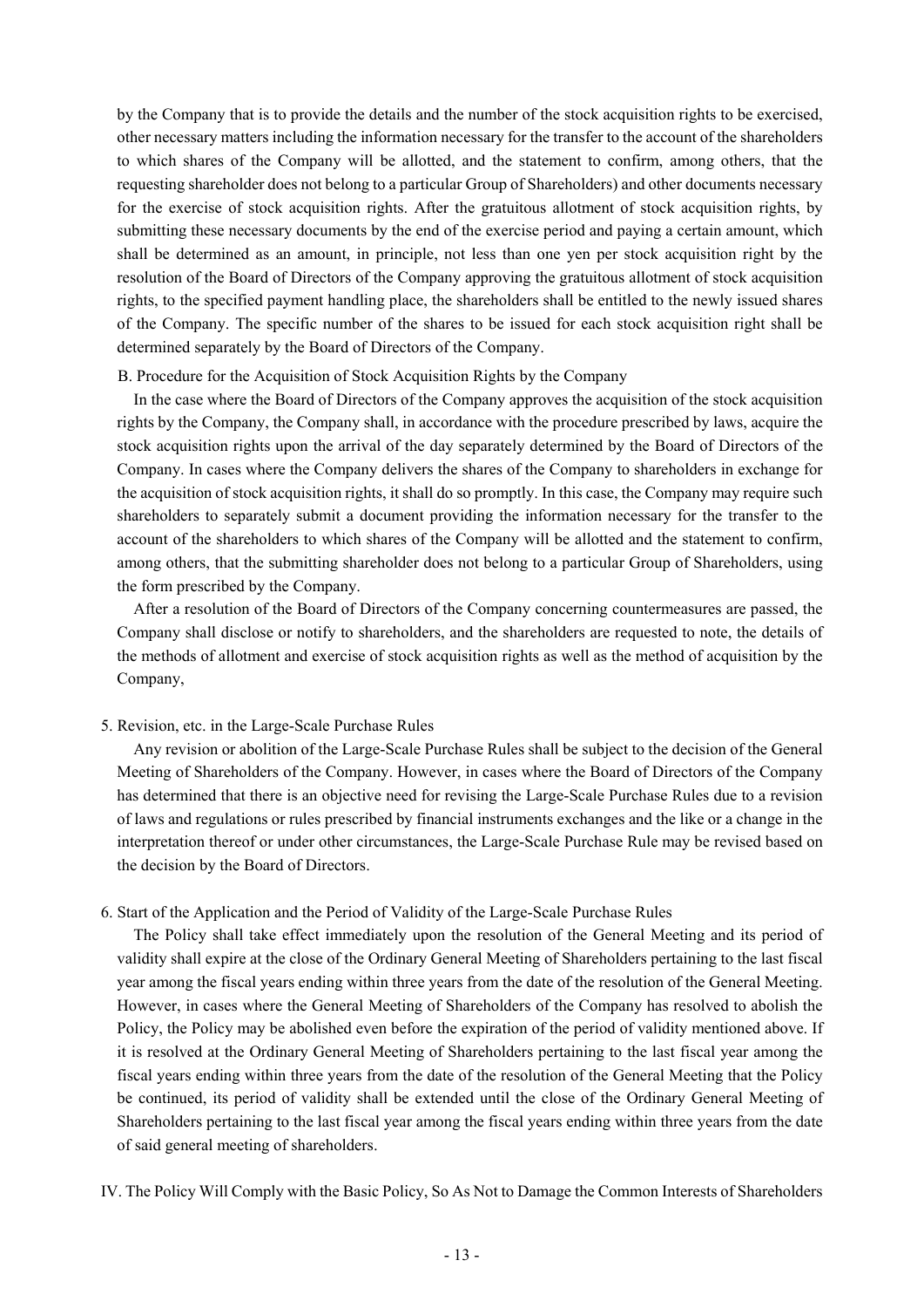by the Company that is to provide the details and the number of the stock acquisition rights to be exercised, other necessary matters including the information necessary for the transfer to the account of the shareholders to which shares of the Company will be allotted, and the statement to confirm, among others, that the requesting shareholder does not belong to a particular Group of Shareholders) and other documents necessary for the exercise of stock acquisition rights. After the gratuitous allotment of stock acquisition rights, by submitting these necessary documents by the end of the exercise period and paying a certain amount, which shall be determined as an amount, in principle, not less than one yen per stock acquisition right by the resolution of the Board of Directors of the Company approving the gratuitous allotment of stock acquisition rights, to the specified payment handling place, the shareholders shall be entitled to the newly issued shares of the Company. The specific number of the shares to be issued for each stock acquisition right shall be determined separately by the Board of Directors of the Company.

B. Procedure for the Acquisition of Stock Acquisition Rights by the Company

In the case where the Board of Directors of the Company approves the acquisition of the stock acquisition rights by the Company, the Company shall, in accordance with the procedure prescribed by laws, acquire the stock acquisition rights upon the arrival of the day separately determined by the Board of Directors of the Company. In cases where the Company delivers the shares of the Company to shareholders in exchange for the acquisition of stock acquisition rights, it shall do so promptly. In this case, the Company may require such shareholders to separately submit a document providing the information necessary for the transfer to the account of the shareholders to which shares of the Company will be allotted and the statement to confirm, among others, that the submitting shareholder does not belong to a particular Group of Shareholders, using the form prescribed by the Company.

After a resolution of the Board of Directors of the Company concerning countermeasures are passed, the Company shall disclose or notify to shareholders, and the shareholders are requested to note, the details of the methods of allotment and exercise of stock acquisition rights as well as the method of acquisition by the Company,

5. Revision, etc. in the Large-Scale Purchase Rules

Any revision or abolition of the Large-Scale Purchase Rules shall be subject to the decision of the General Meeting of Shareholders of the Company. However, in cases where the Board of Directors of the Company has determined that there is an objective need for revising the Large-Scale Purchase Rules due to a revision of laws and regulations or rules prescribed by financial instruments exchanges and the like or a change in the interpretation thereof or under other circumstances, the Large-Scale Purchase Rule may be revised based on the decision by the Board of Directors.

6. Start of the Application and the Period of Validity of the Large-Scale Purchase Rules

The Policy shall take effect immediately upon the resolution of the General Meeting and its period of validity shall expire at the close of the Ordinary General Meeting of Shareholders pertaining to the last fiscal year among the fiscal years ending within three years from the date of the resolution of the General Meeting. However, in cases where the General Meeting of Shareholders of the Company has resolved to abolish the Policy, the Policy may be abolished even before the expiration of the period of validity mentioned above. If it is resolved at the Ordinary General Meeting of Shareholders pertaining to the last fiscal year among the fiscal years ending within three years from the date of the resolution of the General Meeting that the Policy be continued, its period of validity shall be extended until the close of the Ordinary General Meeting of Shareholders pertaining to the last fiscal year among the fiscal years ending within three years from the date of said general meeting of shareholders.

IV. The Policy Will Comply with the Basic Policy, So As Not to Damage the Common Interests of Shareholders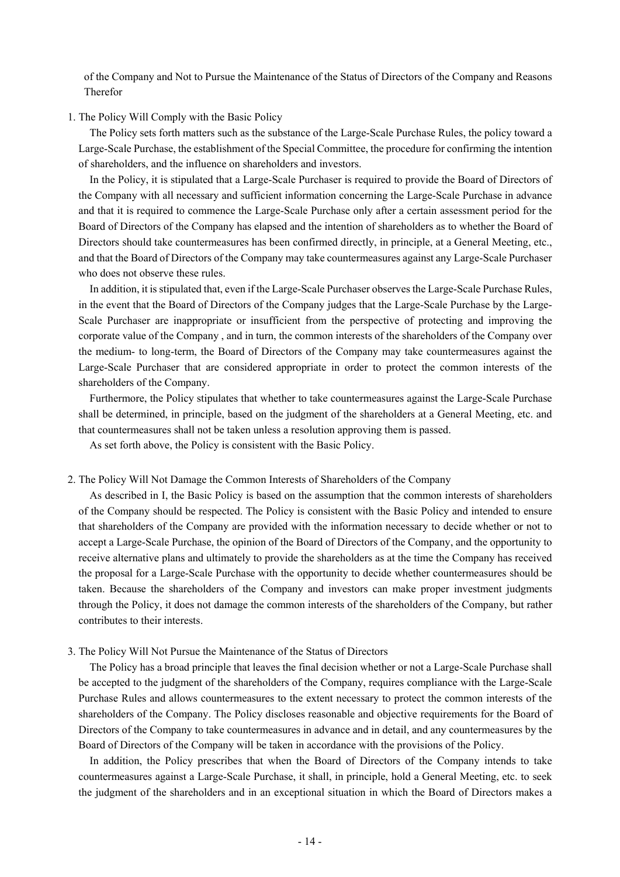of the Company and Not to Pursue the Maintenance of the Status of Directors of the Company and Reasons Therefor

1. The Policy Will Comply with the Basic Policy

The Policy sets forth matters such as the substance of the Large-Scale Purchase Rules, the policy toward a Large-Scale Purchase, the establishment of the Special Committee, the procedure for confirming the intention of shareholders, and the influence on shareholders and investors.

In the Policy, it is stipulated that a Large-Scale Purchaser is required to provide the Board of Directors of the Company with all necessary and sufficient information concerning the Large-Scale Purchase in advance and that it is required to commence the Large-Scale Purchase only after a certain assessment period for the Board of Directors of the Company has elapsed and the intention of shareholders as to whether the Board of Directors should take countermeasures has been confirmed directly, in principle, at a General Meeting, etc., and that the Board of Directors of the Company may take countermeasures against any Large-Scale Purchaser who does not observe these rules.

In addition, it is stipulated that, even if the Large-Scale Purchaser observes the Large-Scale Purchase Rules, in the event that the Board of Directors of the Company judges that the Large-Scale Purchase by the Large-Scale Purchaser are inappropriate or insufficient from the perspective of protecting and improving the corporate value of the Company , and in turn, the common interests of the shareholders of the Company over the medium- to long-term, the Board of Directors of the Company may take countermeasures against the Large-Scale Purchaser that are considered appropriate in order to protect the common interests of the shareholders of the Company.

Furthermore, the Policy stipulates that whether to take countermeasures against the Large-Scale Purchase shall be determined, in principle, based on the judgment of the shareholders at a General Meeting, etc. and that countermeasures shall not be taken unless a resolution approving them is passed.

As set forth above, the Policy is consistent with the Basic Policy.

2. The Policy Will Not Damage the Common Interests of Shareholders of the Company

As described in I, the Basic Policy is based on the assumption that the common interests of shareholders of the Company should be respected. The Policy is consistent with the Basic Policy and intended to ensure that shareholders of the Company are provided with the information necessary to decide whether or not to accept a Large-Scale Purchase, the opinion of the Board of Directors of the Company, and the opportunity to receive alternative plans and ultimately to provide the shareholders as at the time the Company has received the proposal for a Large-Scale Purchase with the opportunity to decide whether countermeasures should be taken. Because the shareholders of the Company and investors can make proper investment judgments through the Policy, it does not damage the common interests of the shareholders of the Company, but rather contributes to their interests.

3. The Policy Will Not Pursue the Maintenance of the Status of Directors

The Policy has a broad principle that leaves the final decision whether or not a Large-Scale Purchase shall be accepted to the judgment of the shareholders of the Company, requires compliance with the Large-Scale Purchase Rules and allows countermeasures to the extent necessary to protect the common interests of the shareholders of the Company. The Policy discloses reasonable and objective requirements for the Board of Directors of the Company to take countermeasures in advance and in detail, and any countermeasures by the Board of Directors of the Company will be taken in accordance with the provisions of the Policy.

In addition, the Policy prescribes that when the Board of Directors of the Company intends to take countermeasures against a Large-Scale Purchase, it shall, in principle, hold a General Meeting, etc. to seek the judgment of the shareholders and in an exceptional situation in which the Board of Directors makes a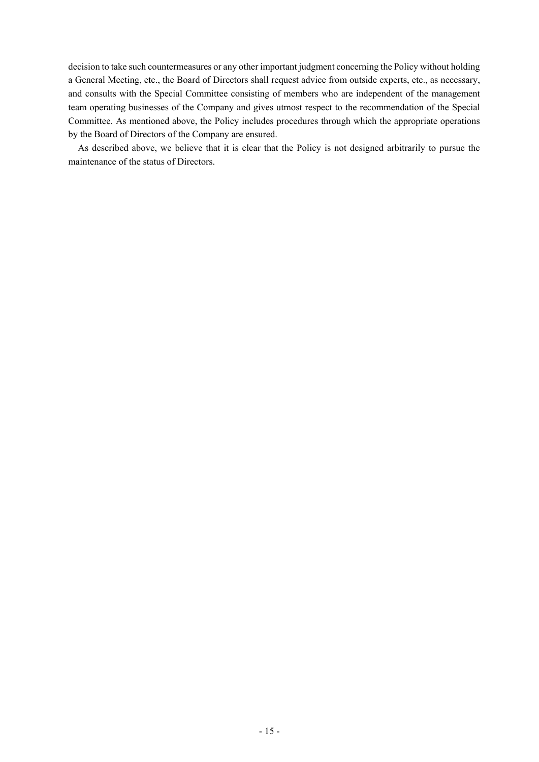decision to take such countermeasures or any other important judgment concerning the Policy without holding a General Meeting, etc., the Board of Directors shall request advice from outside experts, etc., as necessary, and consults with the Special Committee consisting of members who are independent of the management team operating businesses of the Company and gives utmost respect to the recommendation of the Special Committee. As mentioned above, the Policy includes procedures through which the appropriate operations by the Board of Directors of the Company are ensured.

As described above, we believe that it is clear that the Policy is not designed arbitrarily to pursue the maintenance of the status of Directors.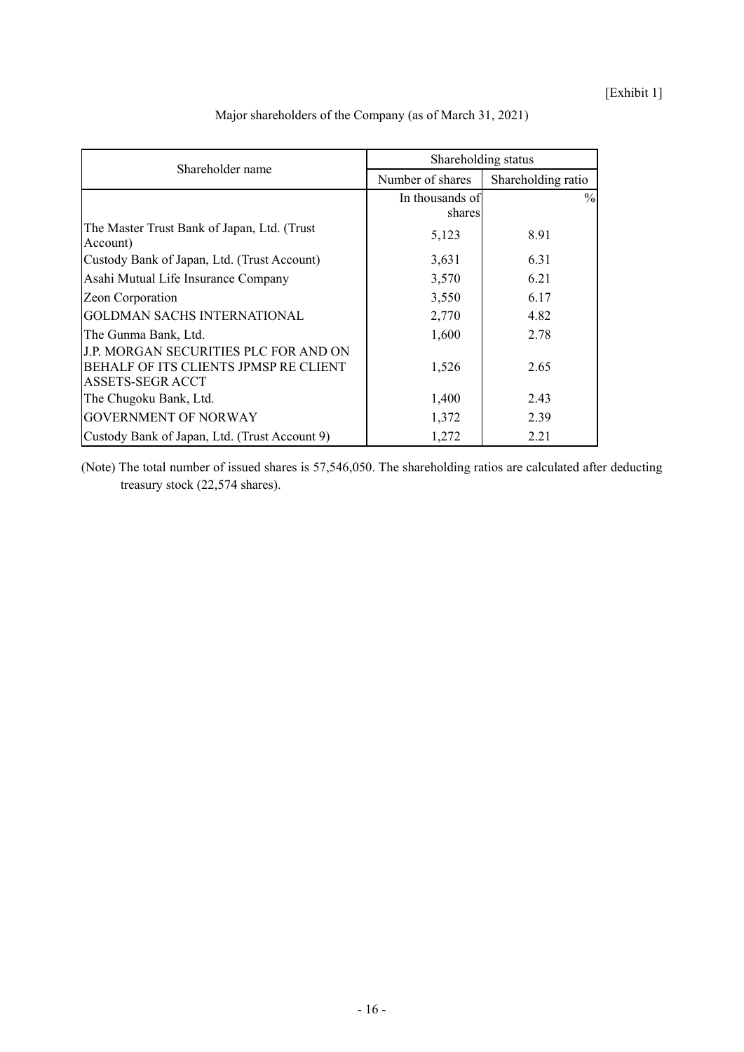[Exhibit 1]

Major shareholders of the Company (as of March 31, 2021)

| Shareholder name | Shareholding status | |
|---|---|---|
| | Number of shares | Shareholding ratio |
| | In thousands of shares | % |
| The Master Trust Bank of Japan, Ltd. (Trust Account) | 5,123 | 8.91 |
| Custody Bank of Japan, Ltd. (Trust Account) | 3,631 | 6.31 |
| Asahi Mutual Life Insurance Company | 3,570 | 6.21 |
| Zeon Corporation | 3,550 | 6.17 |
| GOLDMAN SACHS INTERNATIONAL | 2,770 | 4.82 |
| The Gunma Bank, Ltd. | 1,600 | 2.78 |
| J.P. MORGAN SECURITIES PLC FOR AND ON BEHALF OF ITS CLIENTS JPMSP RE CLIENT ASSETS-SEGR ACCT | 1,526 | 2.65 |
| The Chugoku Bank, Ltd. | 1,400 | 2.43 |
| GOVERNMENT OF NORWAY | 1,372 | 2.39 |
| Custody Bank of Japan, Ltd. (Trust Account 9) | 1,272 | 2.21 |

(Note) The total number of issued shares is 57,546,050. The shareholding ratios are calculated after deducting treasury stock (22,574 shares).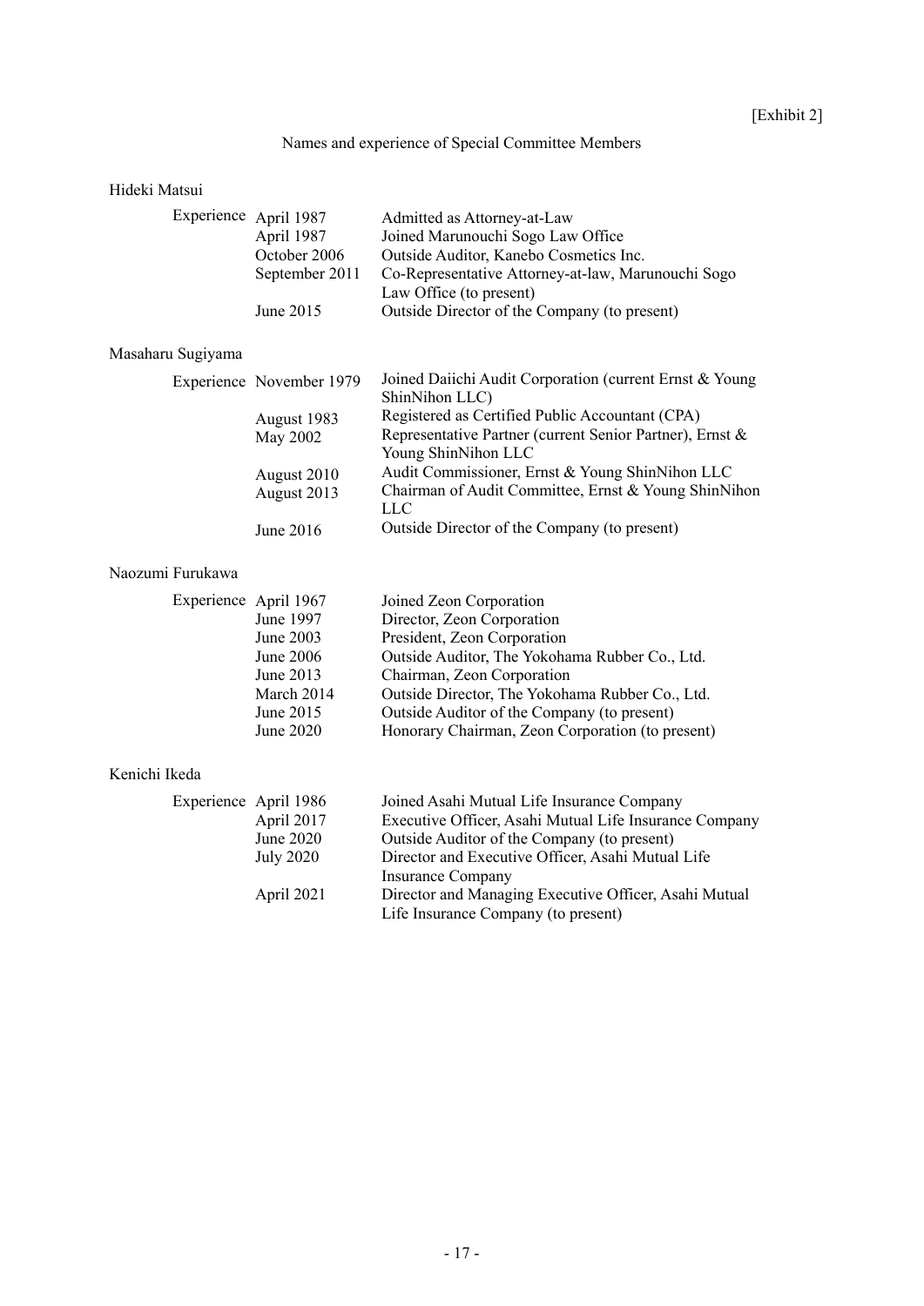[Exhibit 2]

# Names and experience of Special Committee Members

## Hideki Matsui

| | | |
|---|---|---|
| Experience | April 1987 | Admitted as Attorney-at-Law |
| | April 1987 | Joined Marunouchi Sogo Law Office |
| | October 2006 | Outside Auditor, Kanebo Cosmetics Inc. |
| | September 2011 | Co-Representative Attorney-at-law, Marunouchi Sogo Law Office (to present) |
| | June 2015 | Outside Director of the Company (to present) |

## Masaharu Sugiyama

| | | |
|---|---|---|
| Experience | November 1979 | Joined Daiichi Audit Corporation (current Ernst & Young ShinNihon LLC) |
| | August 1983 | Registered as Certified Public Accountant (CPA) |
| | May 2002 | Representative Partner (current Senior Partner), Ernst & Young ShinNihon LLC |
| | August 2010 | Audit Commissioner, Ernst & Young ShinNihon LLC |
| | August 2013 | Chairman of Audit Committee, Ernst & Young ShinNihon LLC |
| | June 2016 | Outside Director of the Company (to present) |

## Naozumi Furukawa

| | | |
|---|---|---|
| Experience | April 1967 | Joined Zeon Corporation |
| | June 1997 | Director, Zeon Corporation |
| | June 2003 | President, Zeon Corporation |
| | June 2006 | Outside Auditor, The Yokohama Rubber Co., Ltd. |
| | June 2013 | Chairman, Zeon Corporation |
| | March 2014 | Outside Director, The Yokohama Rubber Co., Ltd. |
| | June 2015 | Outside Auditor of the Company (to present) |
| | June 2020 | Honorary Chairman, Zeon Corporation (to present) |

## Kenichi Ikeda

| | | |
|---|---|---|
| Experience | April 1986 | Joined Asahi Mutual Life Insurance Company |
| | April 2017 | Executive Officer, Asahi Mutual Life Insurance Company |
| | June 2020 | Outside Auditor of the Company (to present) |
| | July 2020 | Director and Executive Officer, Asahi Mutual Life Insurance Company |
| | April 2021 | Director and Managing Executive Officer, Asahi Mutual Life Insurance Company (to present) |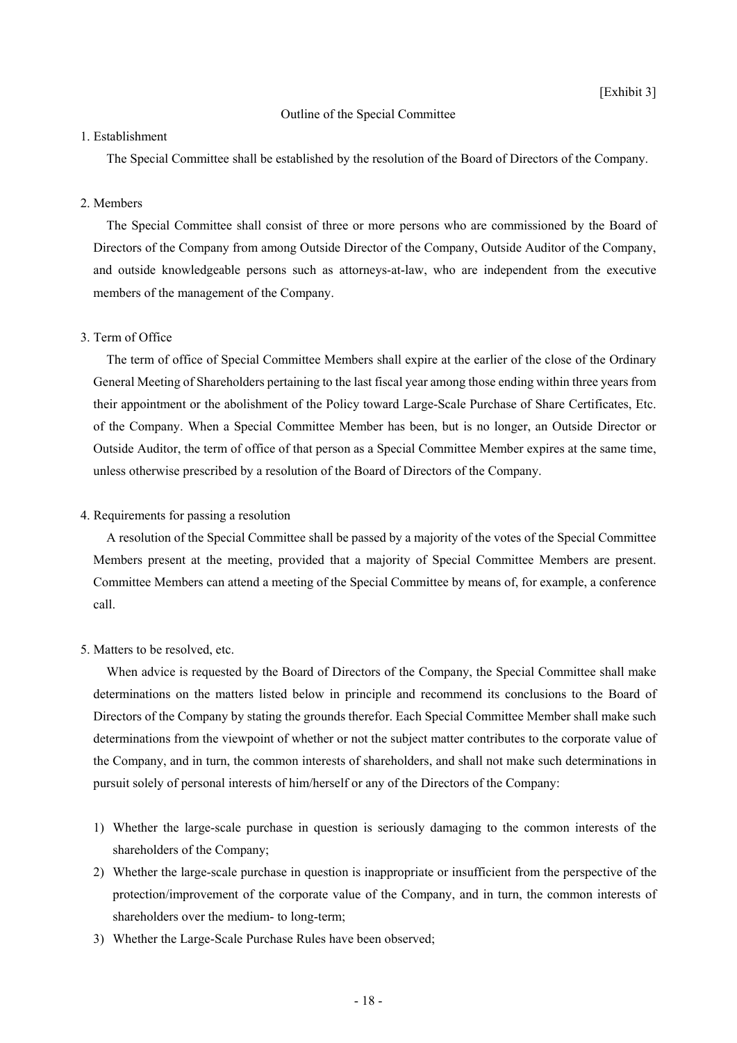[Exhibit 3]

# Outline of the Special Committee

1. Establishment

The Special Committee shall be established by the resolution of the Board of Directors of the Company.

2. Members

The Special Committee shall consist of three or more persons who are commissioned by the Board of Directors of the Company from among Outside Director of the Company, Outside Auditor of the Company, and outside knowledgeable persons such as attorneys-at-law, who are independent from the executive members of the management of the Company.

3. Term of Office

The term of office of Special Committee Members shall expire at the earlier of the close of the Ordinary General Meeting of Shareholders pertaining to the last fiscal year among those ending within three years from their appointment or the abolishment of the Policy toward Large-Scale Purchase of Share Certificates, Etc. of the Company. When a Special Committee Member has been, but is no longer, an Outside Director or Outside Auditor, the term of office of that person as a Special Committee Member expires at the same time, unless otherwise prescribed by a resolution of the Board of Directors of the Company.

4. Requirements for passing a resolution

A resolution of the Special Committee shall be passed by a majority of the votes of the Special Committee Members present at the meeting, provided that a majority of Special Committee Members are present. Committee Members can attend a meeting of the Special Committee by means of, for example, a conference call.

5. Matters to be resolved, etc.

When advice is requested by the Board of Directors of the Company, the Special Committee shall make determinations on the matters listed below in principle and recommend its conclusions to the Board of Directors of the Company by stating the grounds therefor. Each Special Committee Member shall make such determinations from the viewpoint of whether or not the subject matter contributes to the corporate value of the Company, and in turn, the common interests of shareholders, and shall not make such determinations in pursuit solely of personal interests of him/herself or any of the Directors of the Company:

1) Whether the large-scale purchase in question is seriously damaging to the common interests of the shareholders of the Company;
2) Whether the large-scale purchase in question is inappropriate or insufficient from the perspective of the protection/improvement of the corporate value of the Company, and in turn, the common interests of shareholders over the medium- to long-term;
3) Whether the Large-Scale Purchase Rules have been observed;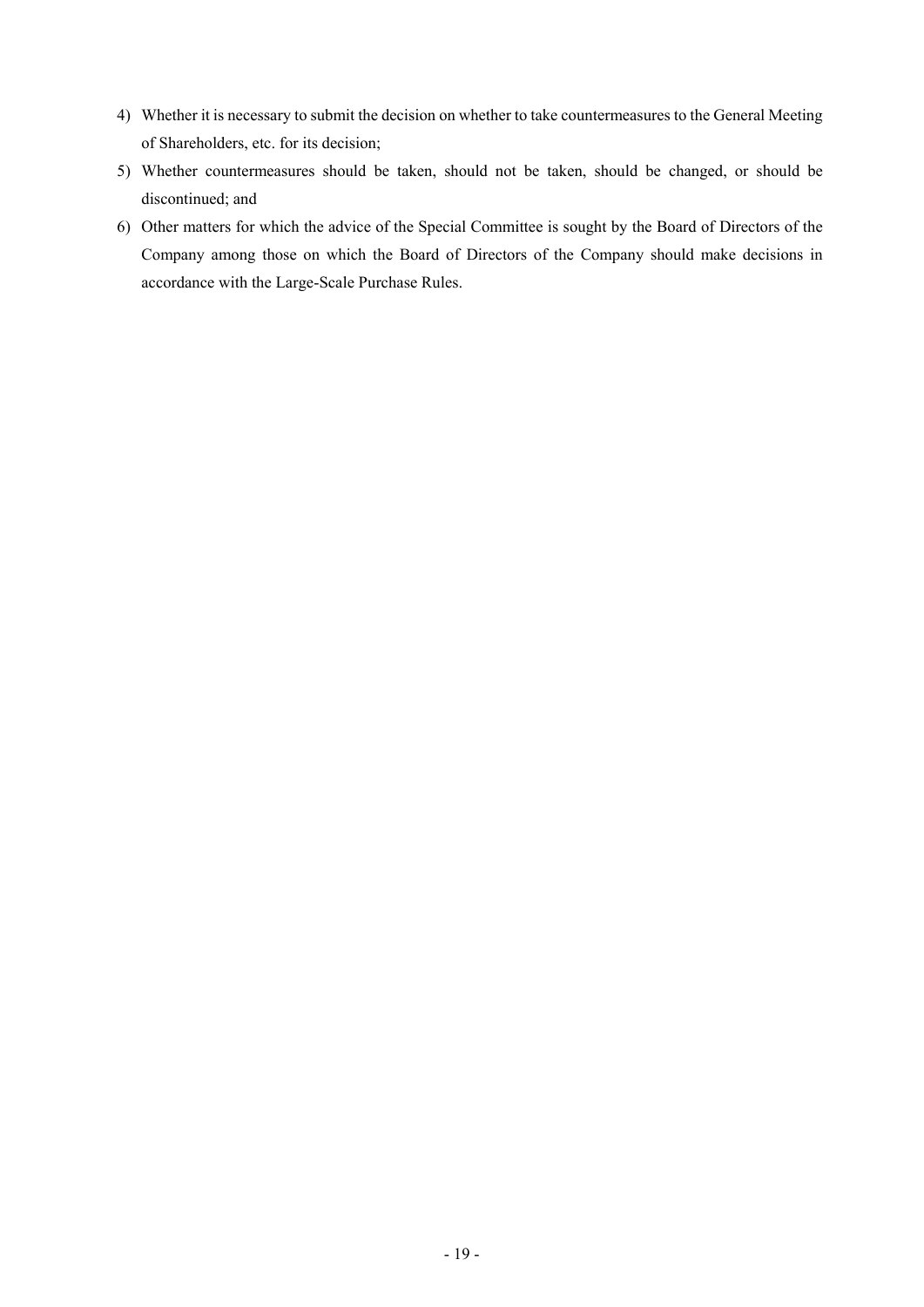4) Whether it is necessary to submit the decision on whether to take countermeasures to the General Meeting of Shareholders, etc. for its decision;
5) Whether countermeasures should be taken, should not be taken, should be changed, or should be discontinued; and
6) Other matters for which the advice of the Special Committee is sought by the Board of Directors of the Company among those on which the Board of Directors of the Company should make decisions in accordance with the Large-Scale Purchase Rules.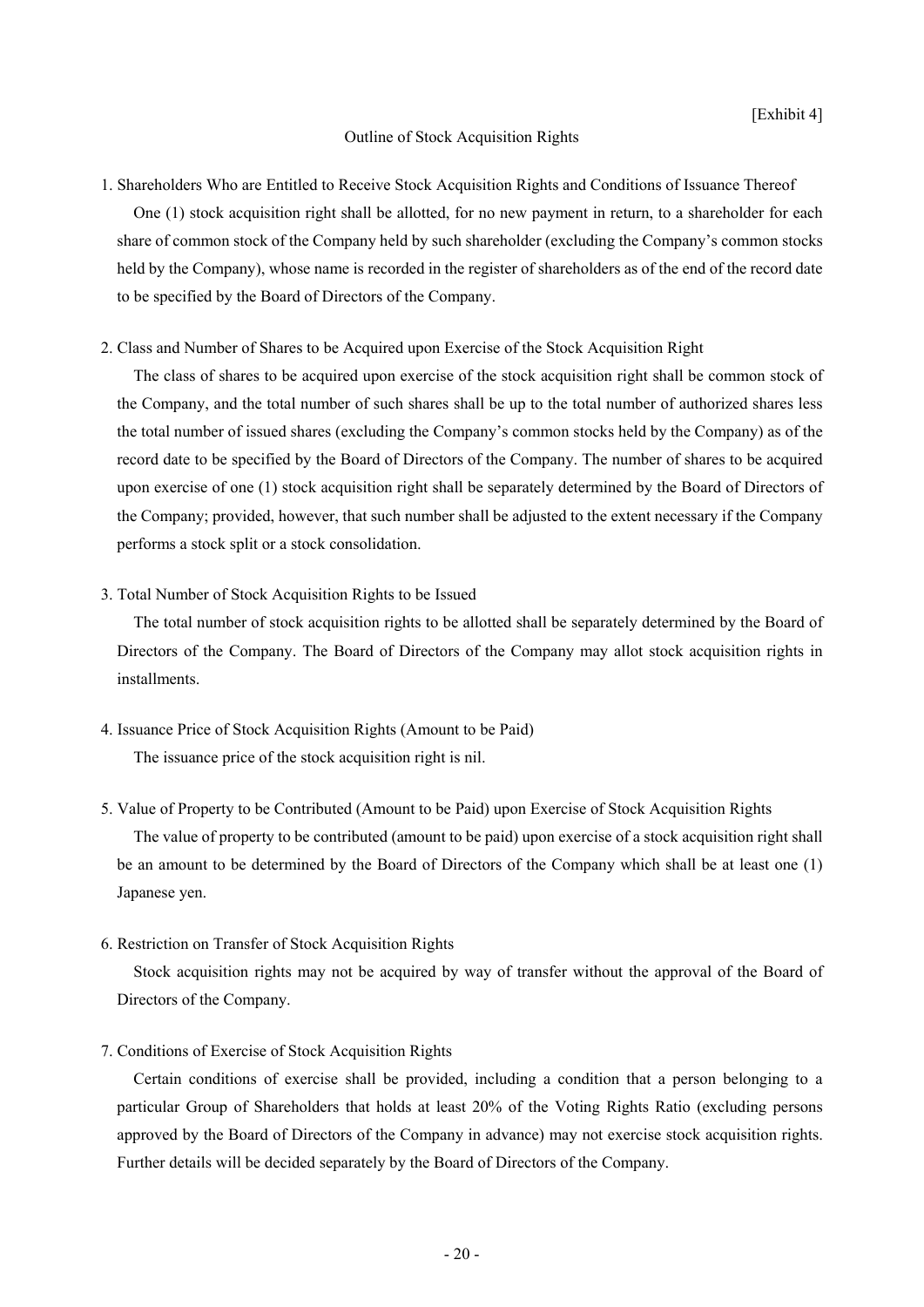[Exhibit 4]

# Outline of Stock Acquisition Rights

1. Shareholders Who are Entitled to Receive Stock Acquisition Rights and Conditions of Issuance Thereof

   One (1) stock acquisition right shall be allotted, for no new payment in return, to a shareholder for each share of common stock of the Company held by such shareholder (excluding the Company's common stocks held by the Company), whose name is recorded in the register of shareholders as of the end of the record date to be specified by the Board of Directors of the Company.

2. Class and Number of Shares to be Acquired upon Exercise of the Stock Acquisition Right

   The class of shares to be acquired upon exercise of the stock acquisition right shall be common stock of the Company, and the total number of such shares shall be up to the total number of authorized shares less the total number of issued shares (excluding the Company's common stocks held by the Company) as of the record date to be specified by the Board of Directors of the Company. The number of shares to be acquired upon exercise of one (1) stock acquisition right shall be separately determined by the Board of Directors of the Company; provided, however, that such number shall be adjusted to the extent necessary if the Company performs a stock split or a stock consolidation.

3. Total Number of Stock Acquisition Rights to be Issued

   The total number of stock acquisition rights to be allotted shall be separately determined by the Board of Directors of the Company. The Board of Directors of the Company may allot stock acquisition rights in installments.

4. Issuance Price of Stock Acquisition Rights (Amount to be Paid)

   The issuance price of the stock acquisition right is nil.

5. Value of Property to be Contributed (Amount to be Paid) upon Exercise of Stock Acquisition Rights

   The value of property to be contributed (amount to be paid) upon exercise of a stock acquisition right shall be an amount to be determined by the Board of Directors of the Company which shall be at least one (1) Japanese yen.

6. Restriction on Transfer of Stock Acquisition Rights

   Stock acquisition rights may not be acquired by way of transfer without the approval of the Board of Directors of the Company.

7. Conditions of Exercise of Stock Acquisition Rights

   Certain conditions of exercise shall be provided, including a condition that a person belonging to a particular Group of Shareholders that holds at least 20% of the Voting Rights Ratio (excluding persons approved by the Board of Directors of the Company in advance) may not exercise stock acquisition rights. Further details will be decided separately by the Board of Directors of the Company.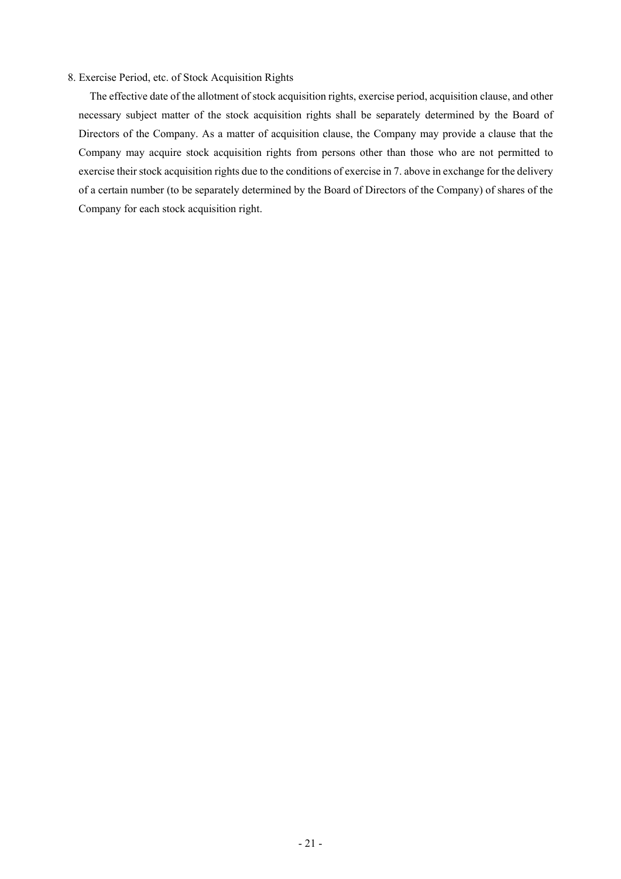8. Exercise Period, etc. of Stock Acquisition Rights

The effective date of the allotment of stock acquisition rights, exercise period, acquisition clause, and other necessary subject matter of the stock acquisition rights shall be separately determined by the Board of Directors of the Company. As a matter of acquisition clause, the Company may provide a clause that the Company may acquire stock acquisition rights from persons other than those who are not permitted to exercise their stock acquisition rights due to the conditions of exercise in 7. above in exchange for the delivery of a certain number (to be separately determined by the Board of Directors of the Company) of shares of the Company for each stock acquisition right.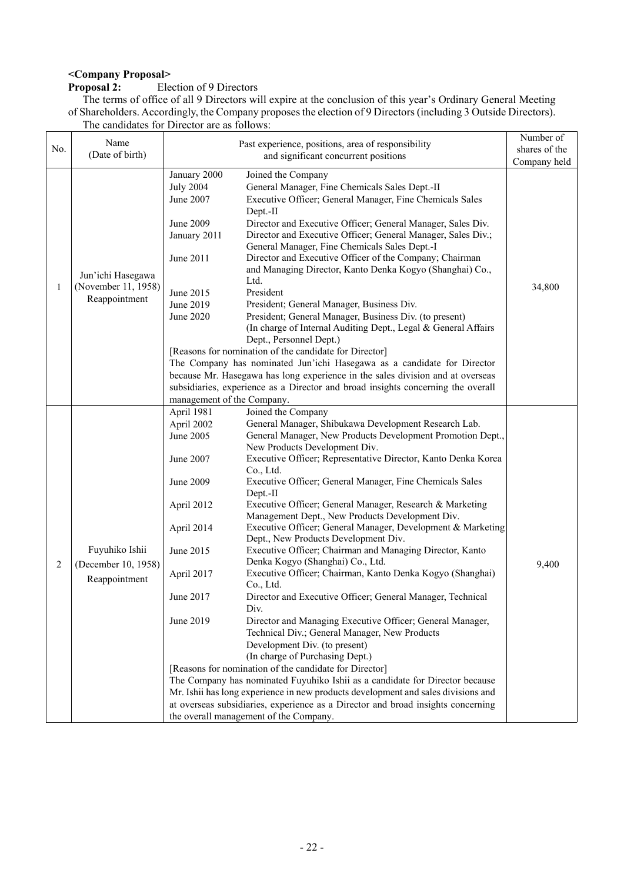**<Company Proposal>**

**Proposal 2:** Election of 9 Directors

The terms of office of all 9 Directors will expire at the conclusion of this year's Ordinary General Meeting of Shareholders. Accordingly, the Company proposes the election of 9 Directors (including 3 Outside Directors).

The candidates for Director are as follows:

| No. | Name (Date of birth) | Past experience, positions, area of responsibility and significant concurrent positions | Number of shares of the Company held |
|---|---|---|---|
| 1 | Jun'ichi Hasegawa (November 11, 1958) Reappointment | January 2000 Joined the Company<br>July 2004 General Manager, Fine Chemicals Sales Dept.-II<br>June 2007 Executive Officer; General Manager, Fine Chemicals Sales Dept.-II<br>June 2009 Director and Executive Officer; General Manager, Sales Div.<br>January 2011 Director and Executive Officer; General Manager, Sales Div.; General Manager, Fine Chemicals Sales Dept.-I<br>June 2011 Director and Executive Officer of the Company; Chairman and Managing Director, Kanto Denka Kogyo (Shanghai) Co., Ltd.<br>June 2015 President<br>June 2019 President; General Manager, Business Div.<br>June 2020 President; General Manager, Business Div. (to present)<br>(In charge of Internal Auditing Dept., Legal & General Affairs Dept., Personnel Dept.)<br>[Reasons for nomination of the candidate for Director]<br>The Company has nominated Jun'ichi Hasegawa as a candidate for Director because Mr. Hasegawa has long experience in the sales division and at overseas subsidiaries, experience as a Director and broad insights concerning the overall management of the Company. | 34,800 |
| 2 | Fuyuhiko Ishii (December 10, 1958) Reappointment | April 1981 Joined the Company<br>April 2002 General Manager, Shibukawa Development Research Lab.<br>June 2005 General Manager, New Products Development Promotion Dept., New Products Development Div.<br>June 2007 Executive Officer; Representative Director, Kanto Denka Korea Co., Ltd.<br>June 2009 Executive Officer; General Manager, Fine Chemicals Sales Dept.-II<br>April 2012 Executive Officer; General Manager, Research & Marketing Management Dept., New Products Development Div.<br>April 2014 Executive Officer; General Manager, Development & Marketing Dept., New Products Development Div.<br>June 2015 Executive Officer; Chairman and Managing Director, Kanto Denka Kogyo (Shanghai) Co., Ltd.<br>April 2017 Executive Officer; Chairman, Kanto Denka Kogyo (Shanghai) Co., Ltd.<br>June 2017 Director and Executive Officer; General Manager, Technical Div.<br>June 2019 Director and Managing Executive Officer; General Manager, Technical Div.; General Manager, New Products Development Div. (to present)<br>(In charge of Purchasing Dept.)<br>[Reasons for nomination of the candidate for Director]<br>The Company has nominated Fuyuhiko Ishii as a candidate for Director because Mr. Ishii has long experience in new products development and sales divisions and at overseas subsidiaries, experience as a Director and broad insights concerning the overall management of the Company. | 9,400 |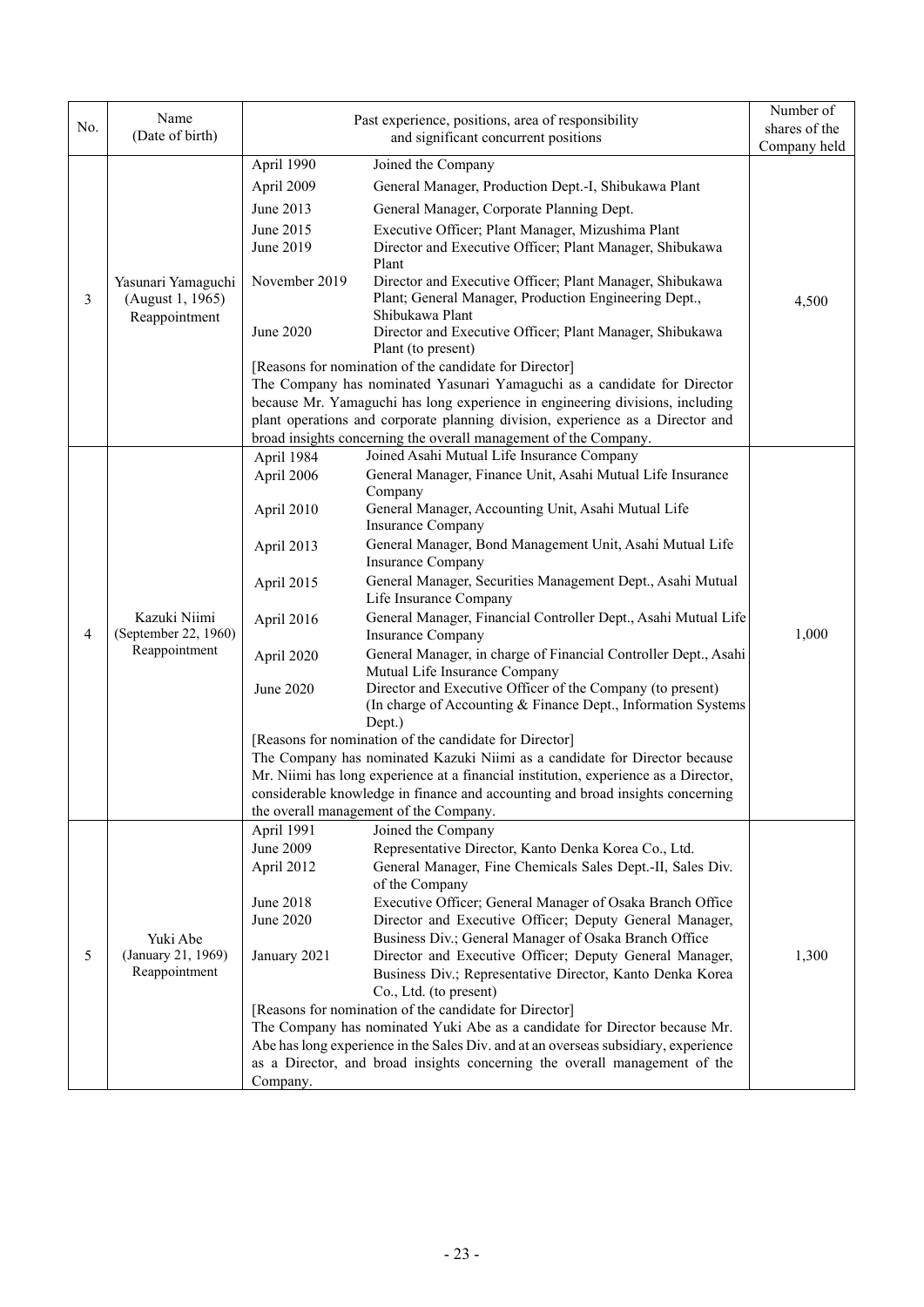| No. | Name (Date of birth) | Past experience, positions, area of responsibility and significant concurrent positions | Number of shares of the Company held |
|---|---|---|---|
| 3 | Yasunari Yamaguchi (August 1, 1965) Reappointment | April 1990 Joined the Company<br>April 2009 General Manager, Production Dept.-I, Shibukawa Plant<br>June 2013 General Manager, Corporate Planning Dept.<br>June 2015 Executive Officer; Plant Manager, Mizushima Plant<br>June 2019 Director and Executive Officer; Plant Manager, Shibukawa Plant<br>November 2019 Director and Executive Officer; Plant Manager, Shibukawa Plant; General Manager, Production Engineering Dept., Shibukawa Plant<br>June 2020 Director and Executive Officer; Plant Manager, Shibukawa Plant (to present)<br>[Reasons for nomination of the candidate for Director]<br>The Company has nominated Yasunari Yamaguchi as a candidate for Director because Mr. Yamaguchi has long experience in engineering divisions, including plant operations and corporate planning division, experience as a Director and broad insights concerning the overall management of the Company. | 4,500 |
| 4 | Kazuki Niimi (September 22, 1960) Reappointment | April 1984 Joined Asahi Mutual Life Insurance Company<br>April 2006 General Manager, Finance Unit, Asahi Mutual Life Insurance Company<br>April 2010 General Manager, Accounting Unit, Asahi Mutual Life Insurance Company<br>April 2013 General Manager, Bond Management Unit, Asahi Mutual Life Insurance Company<br>April 2015 General Manager, Securities Management Dept., Asahi Mutual Life Insurance Company<br>April 2016 General Manager, Financial Controller Dept., Asahi Mutual Life Insurance Company<br>April 2020 General Manager, in charge of Financial Controller Dept., Asahi Mutual Life Insurance Company<br>June 2020 Director and Executive Officer of the Company (to present) (In charge of Accounting & Finance Dept., Information Systems Dept.)<br>[Reasons for nomination of the candidate for Director]<br>The Company has nominated Kazuki Niimi as a candidate for Director because Mr. Niimi has long experience at a financial institution, experience as a Director, considerable knowledge in finance and accounting and broad insights concerning the overall management of the Company. | 1,000 |
| 5 | Yuki Abe (January 21, 1969) Reappointment | April 1991 Joined the Company<br>June 2009 Representative Director, Kanto Denka Korea Co., Ltd.<br>April 2012 General Manager, Fine Chemicals Sales Dept.-II, Sales Div. of the Company<br>June 2018 Executive Officer; General Manager of Osaka Branch Office<br>June 2020 Director and Executive Officer; Deputy General Manager, Business Div.; General Manager of Osaka Branch Office<br>January 2021 Director and Executive Officer; Deputy General Manager, Business Div.; Representative Director, Kanto Denka Korea Co., Ltd. (to present)<br>[Reasons for nomination of the candidate for Director]<br>The Company has nominated Yuki Abe as a candidate for Director because Mr. Abe has long experience in the Sales Div. and at an overseas subsidiary, experience as a Director, and broad insights concerning the overall management of the Company. | 1,300 |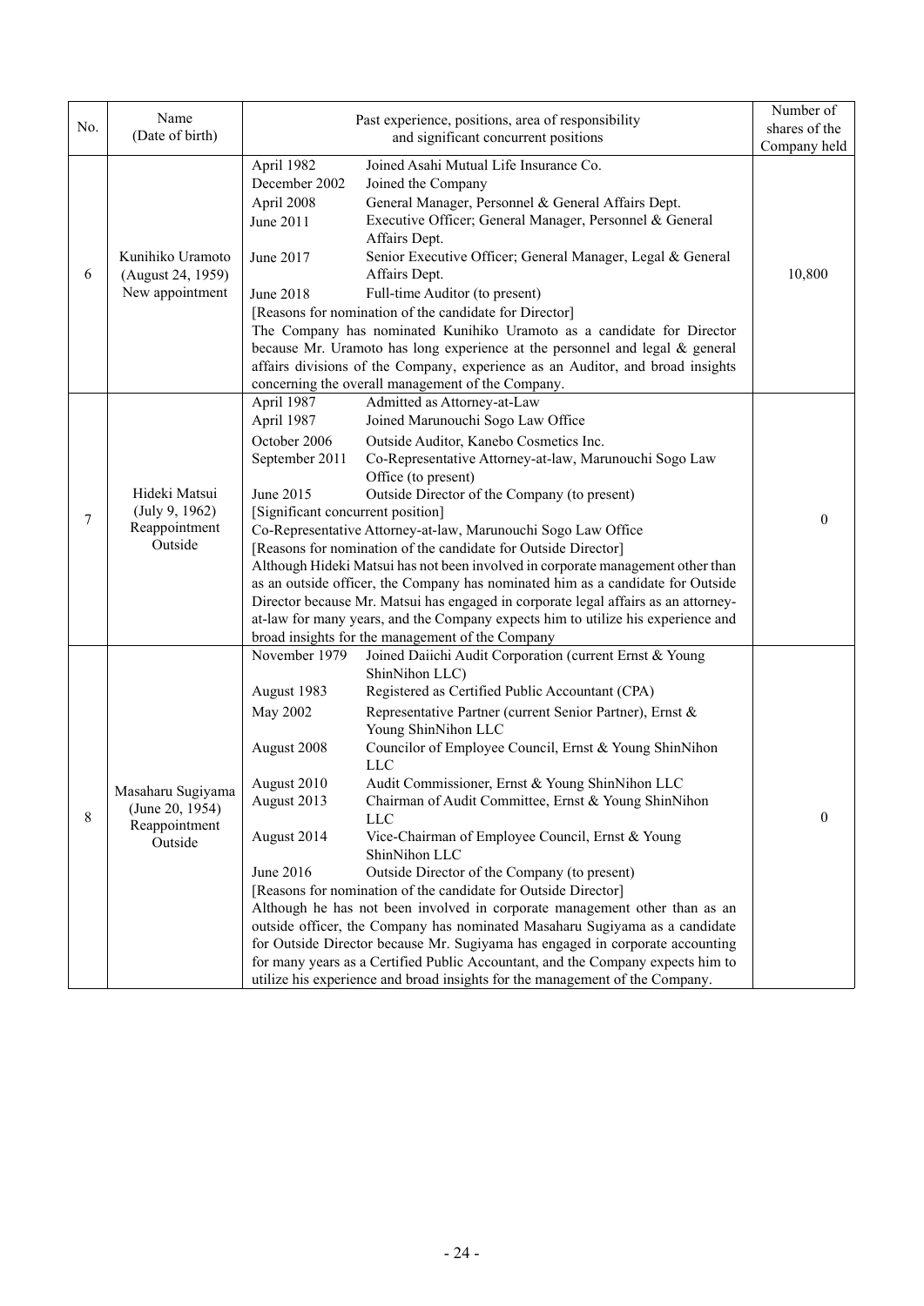| No. | Name (Date of birth) | Past experience, positions, area of responsibility and significant concurrent positions | Number of shares of the Company held |
|---|---|---|---|
| 6 | Kunihiko Uramoto (August 24, 1959) New appointment | April 1982 Joined Asahi Mutual Life Insurance Co.<br>December 2002 Joined the Company<br>April 2008 General Manager, Personnel & General Affairs Dept.<br>June 2011 Executive Officer; General Manager, Personnel & General Affairs Dept.<br>June 2017 Senior Executive Officer; General Manager, Legal & General Affairs Dept.<br>June 2018 Full-time Auditor (to present)<br>[Reasons for nomination of the candidate for Director]<br>The Company has nominated Kunihiko Uramoto as a candidate for Director because Mr. Uramoto has long experience at the personnel and legal & general affairs divisions of the Company, experience as an Auditor, and broad insights concerning the overall management of the Company. | 10,800 |
| 7 | Hideki Matsui (July 9, 1962) Reappointment Outside | April 1987 Admitted as Attorney-at-Law<br>April 1987 Joined Marunouchi Sogo Law Office<br>October 2006 Outside Auditor, Kanebo Cosmetics Inc.<br>September 2011 Co-Representative Attorney-at-law, Marunouchi Sogo Law Office (to present)<br>June 2015 Outside Director of the Company (to present)<br>[Significant concurrent position]<br>Co-Representative Attorney-at-law, Marunouchi Sogo Law Office<br>[Reasons for nomination of the candidate for Outside Director]<br>Although Hideki Matsui has not been involved in corporate management other than as an outside officer, the Company has nominated him as a candidate for Outside Director because Mr. Matsui has engaged in corporate legal affairs as an attorney-at-law for many years, and the Company expects him to utilize his experience and broad insights for the management of the Company | 0 |
| 8 | Masaharu Sugiyama (June 20, 1954) Reappointment Outside | November 1979 Joined Daiichi Audit Corporation (current Ernst & Young ShinNihon LLC)<br>August 1983 Registered as Certified Public Accountant (CPA)<br>May 2002 Representative Partner (current Senior Partner), Ernst & Young ShinNihon LLC<br>August 2008 Councilor of Employee Council, Ernst & Young ShinNihon LLC<br>August 2010 Audit Commissioner, Ernst & Young ShinNihon LLC<br>August 2013 Chairman of Audit Committee, Ernst & Young ShinNihon LLC<br>August 2014 Vice-Chairman of Employee Council, Ernst & Young ShinNihon LLC<br>June 2016 Outside Director of the Company (to present)<br>[Reasons for nomination of the candidate for Outside Director]<br>Although he has not been involved in corporate management other than as an outside officer, the Company has nominated Masaharu Sugiyama as a candidate for Outside Director because Mr. Sugiyama has engaged in corporate accounting for many years as a Certified Public Accountant, and the Company expects him to utilize his experience and broad insights for the management of the Company. | 0 |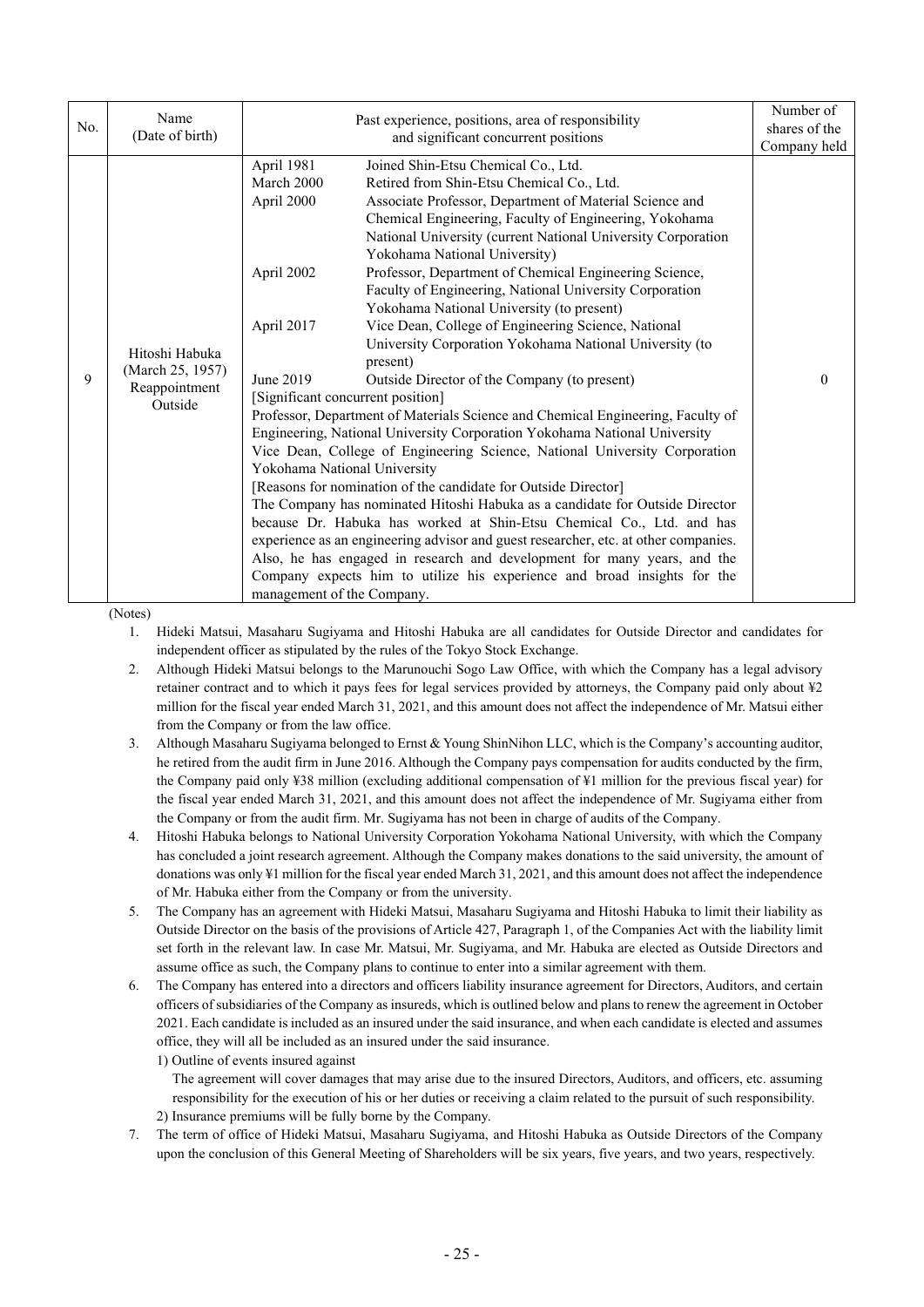| No. | Name (Date of birth) | Past experience, positions, area of responsibility and significant concurrent positions | Number of shares of the Company held |
|---|---|---|---|
| 9 | Hitoshi Habuka (March 25, 1957) Reappointment Outside | April 1981 Joined Shin-Etsu Chemical Co., Ltd.<br>March 2000 Retired from Shin-Etsu Chemical Co., Ltd.<br>April 2000 Associate Professor, Department of Material Science and Chemical Engineering, Faculty of Engineering, Yokohama National University (current National University Corporation Yokohama National University)<br>April 2002 Professor, Department of Chemical Engineering Science, Faculty of Engineering, National University Corporation Yokohama National University (to present)<br>April 2017 Vice Dean, College of Engineering Science, National University Corporation Yokohama National University (to present)<br>June 2019 Outside Director of the Company (to present)<br>[Significant concurrent position]<br>Professor, Department of Materials Science and Chemical Engineering, Faculty of Engineering, National University Corporation Yokohama National University<br>Vice Dean, College of Engineering Science, National University Corporation Yokohama National University<br>[Reasons for nomination of the candidate for Outside Director]<br>The Company has nominated Hitoshi Habuka as a candidate for Outside Director because Dr. Habuka has worked at Shin-Etsu Chemical Co., Ltd. and has experience as an engineering advisor and guest researcher, etc. at other companies. Also, he has engaged in research and development for many years, and the Company expects him to utilize his experience and broad insights for the management of the Company. | 0 |

(Notes)

1. Hideki Matsui, Masaharu Sugiyama and Hitoshi Habuka are all candidates for Outside Director and candidates for independent officer as stipulated by the rules of the Tokyo Stock Exchange.
2. Although Hideki Matsui belongs to the Marunouchi Sogo Law Office, with which the Company has a legal advisory retainer contract and to which it pays fees for legal services provided by attorneys, the Company paid only about ¥2 million for the fiscal year ended March 31, 2021, and this amount does not affect the independence of Mr. Matsui either from the Company or from the law office.
3. Although Masaharu Sugiyama belonged to Ernst & Young ShinNihon LLC, which is the Company's accounting auditor, he retired from the audit firm in June 2016. Although the Company pays compensation for audits conducted by the firm, the Company paid only ¥38 million (excluding additional compensation of ¥1 million for the previous fiscal year) for the fiscal year ended March 31, 2021, and this amount does not affect the independence of Mr. Sugiyama either from the Company or from the audit firm. Mr. Sugiyama has not been in charge of audits of the Company.
4. Hitoshi Habuka belongs to National University Corporation Yokohama National University, with which the Company has concluded a joint research agreement. Although the Company makes donations to the said university, the amount of donations was only ¥1 million for the fiscal year ended March 31, 2021, and this amount does not affect the independence of Mr. Habuka either from the Company or from the university.
5. The Company has an agreement with Hideki Matsui, Masaharu Sugiyama and Hitoshi Habuka to limit their liability as Outside Director on the basis of the provisions of Article 427, Paragraph 1, of the Companies Act with the liability limit set forth in the relevant law. In case Mr. Matsui, Mr. Sugiyama, and Mr. Habuka are elected as Outside Directors and assume office as such, the Company plans to continue to enter into a similar agreement with them.
6. The Company has entered into a directors and officers liability insurance agreement for Directors, Auditors, and certain officers of subsidiaries of the Company as insureds, which is outlined below and plans to renew the agreement in October 2021. Each candidate is included as an insured under the said insurance, and when each candidate is elected and assumes office, they will all be included as an insured under the said insurance.
   1) Outline of events insured against
      The agreement will cover damages that may arise due to the insured Directors, Auditors, and officers, etc. assuming responsibility for the execution of his or her duties or receiving a claim related to the pursuit of such responsibility.
   2) Insurance premiums will be fully borne by the Company.
7. The term of office of Hideki Matsui, Masaharu Sugiyama, and Hitoshi Habuka as Outside Directors of the Company upon the conclusion of this General Meeting of Shareholders will be six years, five years, and two years, respectively.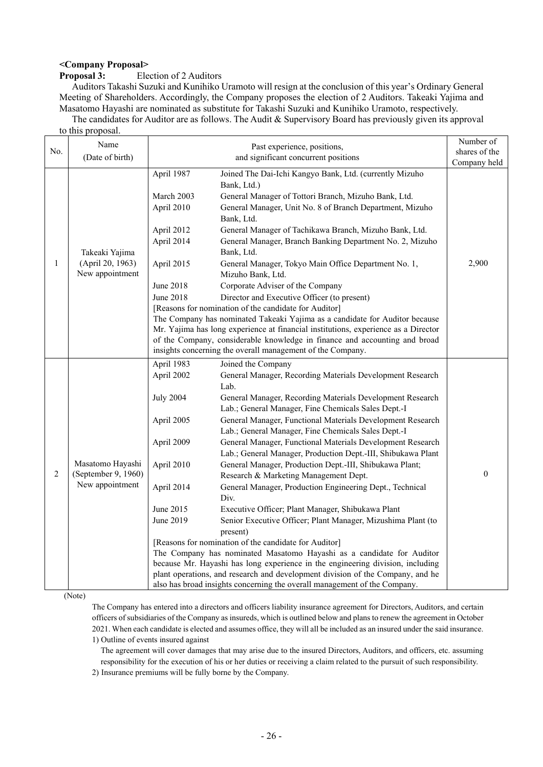**<Company Proposal>**

**Proposal 3:** Election of 2 Auditors

Auditors Takashi Suzuki and Kunihiko Uramoto will resign at the conclusion of this year's Ordinary General Meeting of Shareholders. Accordingly, the Company proposes the election of 2 Auditors. Takeaki Yajima and Masatomo Hayashi are nominated as substitute for Takashi Suzuki and Kunihiko Uramoto, respectively.

The candidates for Auditor are as follows. The Audit & Supervisory Board has previously given its approval to this proposal.

| No. | Name (Date of birth) | Past experience, positions, and significant concurrent positions | Number of shares of the Company held |
|---|---|---|---|
| 1 | Takeaki Yajima (April 20, 1963) New appointment | April 1987 Joined The Dai-Ichi Kangyo Bank, Ltd. (currently Mizuho Bank, Ltd.)<br>March 2003 General Manager of Tottori Branch, Mizuho Bank, Ltd.<br>April 2010 General Manager, Unit No. 8 of Branch Department, Mizuho Bank, Ltd.<br>April 2012 General Manager of Tachikawa Branch, Mizuho Bank, Ltd.<br>April 2014 General Manager, Branch Banking Department No. 2, Mizuho Bank, Ltd.<br>April 2015 General Manager, Tokyo Main Office Department No. 1, Mizuho Bank, Ltd.<br>June 2018 Corporate Adviser of the Company<br>June 2018 Director and Executive Officer (to present)<br>[Reasons for nomination of the candidate for Auditor]<br>The Company has nominated Takeaki Yajima as a candidate for Auditor because Mr. Yajima has long experience at financial institutions, experience as a Director of the Company, considerable knowledge in finance and accounting and broad insights concerning the overall management of the Company. | 2,900 |
| 2 | Masatomo Hayashi (September 9, 1960) New appointment | April 1983 Joined the Company<br>April 2002 General Manager, Recording Materials Development Research Lab.<br>July 2004 General Manager, Recording Materials Development Research Lab.; General Manager, Fine Chemicals Sales Dept.-I<br>April 2005 General Manager, Functional Materials Development Research Lab.; General Manager, Fine Chemicals Sales Dept.-I<br>April 2009 General Manager, Functional Materials Development Research Lab.; General Manager, Production Dept.-III, Shibukawa Plant<br>April 2010 General Manager, Production Dept.-III, Shibukawa Plant; Research & Marketing Management Dept.<br>April 2014 General Manager, Production Engineering Dept., Technical Div.<br>June 2015 Executive Officer; Plant Manager, Shibukawa Plant<br>June 2019 Senior Executive Officer; Plant Manager, Mizushima Plant (to present)<br>[Reasons for nomination of the candidate for Auditor]<br>The Company has nominated Masatomo Hayashi as a candidate for Auditor because Mr. Hayashi has long experience in the engineering division, including plant operations, and research and development division of the Company, and he also has broad insights concerning the overall management of the Company. | 0 |

(Note)

The Company has entered into a directors and officers liability insurance agreement for Directors, Auditors, and certain officers of subsidiaries of the Company as insureds, which is outlined below and plans to renew the agreement in October 2021. When each candidate is elected and assumes office, they will all be included as an insured under the said insurance.

1) Outline of events insured against

The agreement will cover damages that may arise due to the insured Directors, Auditors, and officers, etc. assuming responsibility for the execution of his or her duties or receiving a claim related to the pursuit of such responsibility.

2) Insurance premiums will be fully borne by the Company.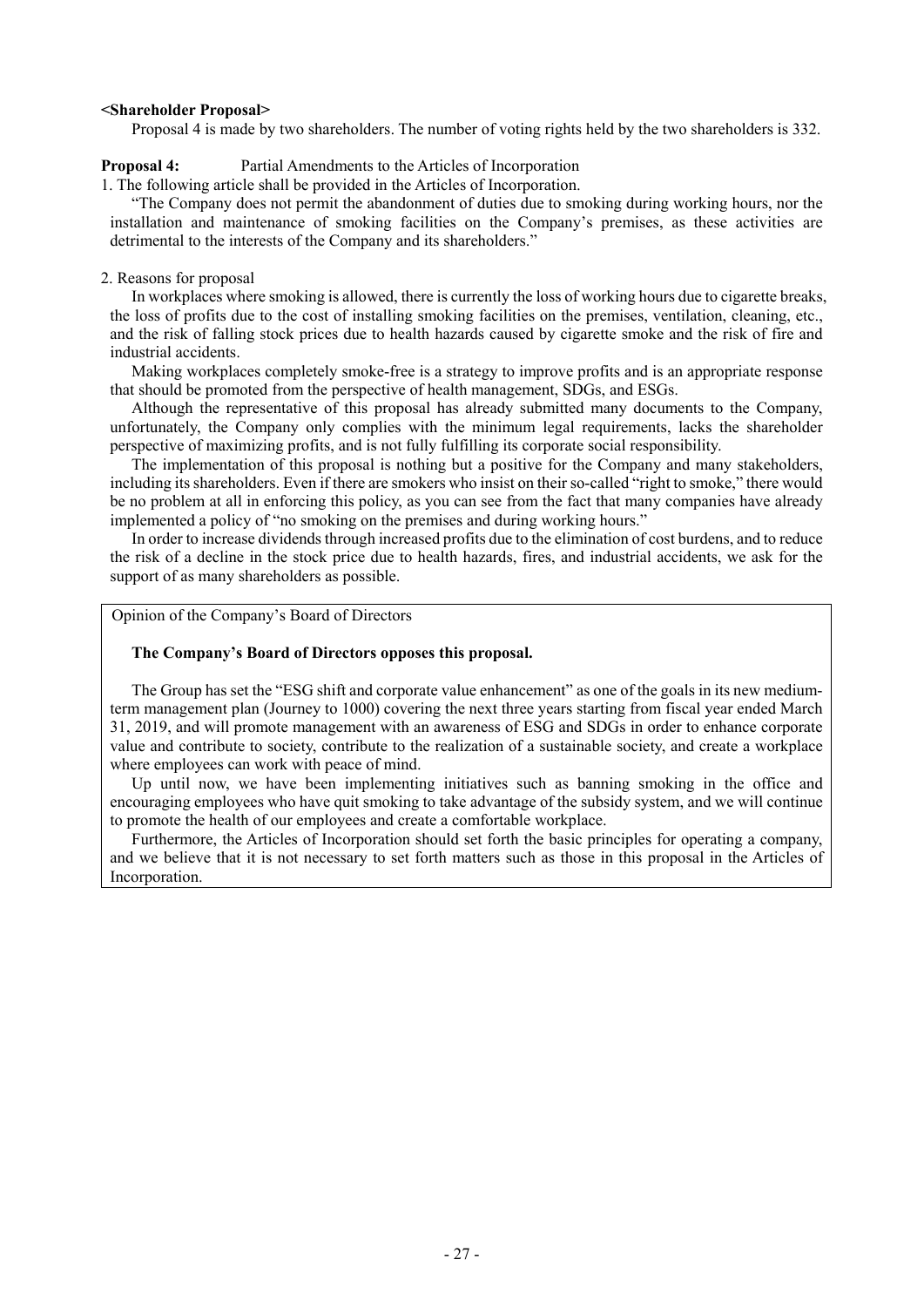**<Shareholder Proposal>**

Proposal 4 is made by two shareholders. The number of voting rights held by the two shareholders is 332.

**Proposal 4:** Partial Amendments to the Articles of Incorporation

1. The following article shall be provided in the Articles of Incorporation.

"The Company does not permit the abandonment of duties due to smoking during working hours, nor the installation and maintenance of smoking facilities on the Company's premises, as these activities are detrimental to the interests of the Company and its shareholders."

2. Reasons for proposal

In workplaces where smoking is allowed, there is currently the loss of working hours due to cigarette breaks, the loss of profits due to the cost of installing smoking facilities on the premises, ventilation, cleaning, etc., and the risk of falling stock prices due to health hazards caused by cigarette smoke and the risk of fire and industrial accidents.

Making workplaces completely smoke-free is a strategy to improve profits and is an appropriate response that should be promoted from the perspective of health management, SDGs, and ESGs.

Although the representative of this proposal has already submitted many documents to the Company, unfortunately, the Company only complies with the minimum legal requirements, lacks the shareholder perspective of maximizing profits, and is not fully fulfilling its corporate social responsibility.

The implementation of this proposal is nothing but a positive for the Company and many stakeholders, including its shareholders. Even if there are smokers who insist on their so-called "right to smoke," there would be no problem at all in enforcing this policy, as you can see from the fact that many companies have already implemented a policy of "no smoking on the premises and during working hours."

In order to increase dividends through increased profits due to the elimination of cost burdens, and to reduce the risk of a decline in the stock price due to health hazards, fires, and industrial accidents, we ask for the support of as many shareholders as possible.

Opinion of the Company's Board of Directors

**The Company's Board of Directors opposes this proposal.**

The Group has set the "ESG shift and corporate value enhancement" as one of the goals in its new medium-term management plan (Journey to 1000) covering the next three years starting from fiscal year ended March 31, 2019, and will promote management with an awareness of ESG and SDGs in order to enhance corporate value and contribute to society, contribute to the realization of a sustainable society, and create a workplace where employees can work with peace of mind.

Up until now, we have been implementing initiatives such as banning smoking in the office and encouraging employees who have quit smoking to take advantage of the subsidy system, and we will continue to promote the health of our employees and create a comfortable workplace.

Furthermore, the Articles of Incorporation should set forth the basic principles for operating a company, and we believe that it is not necessary to set forth matters such as those in this proposal in the Articles of Incorporation.